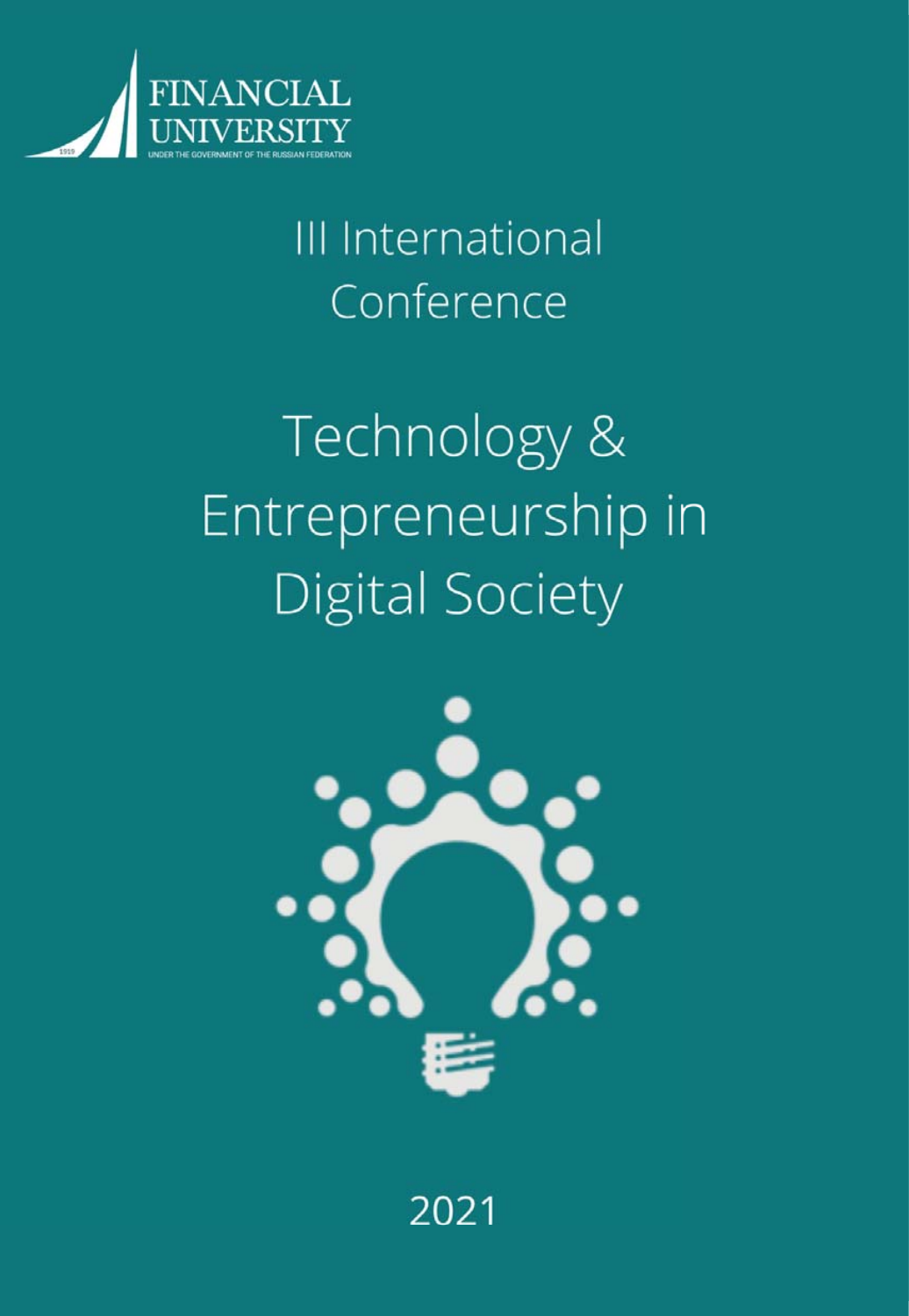FINANCIAL UNIVERSITY

UNDER THE GOVERNMENT OF THE RUSSIAN FEDERATION

III International Conference

# Technology & Entrepreneurship in Digital Society

2021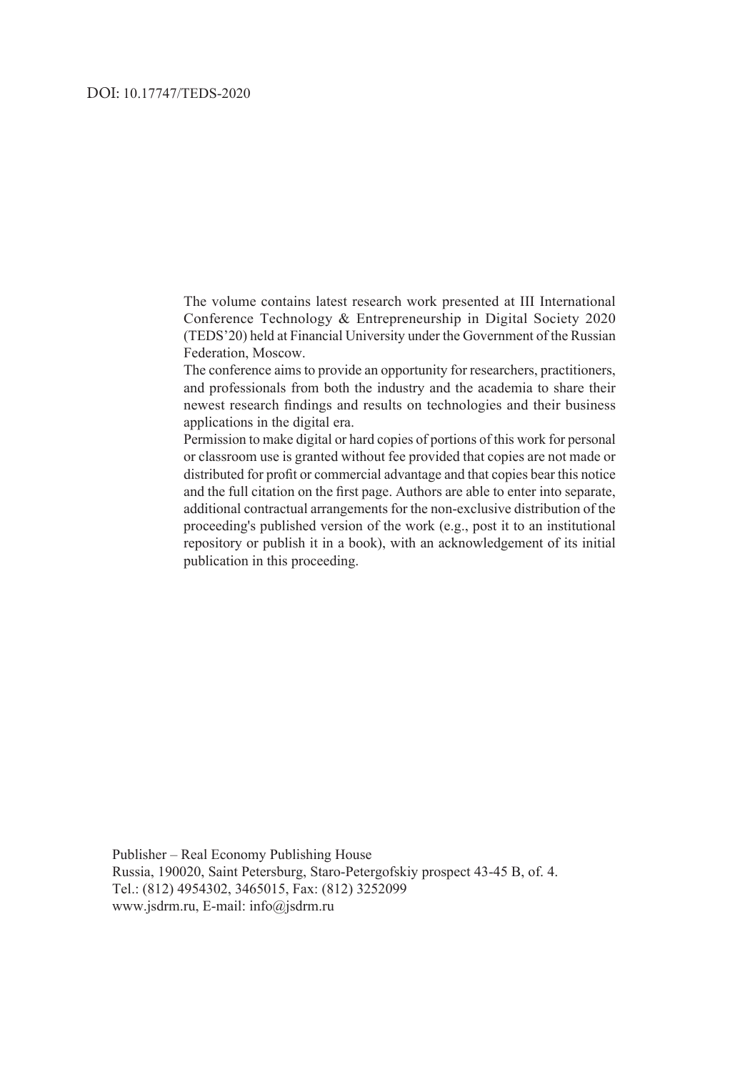DOI: 10.17747/TEDS-2020

The volume contains latest research work presented at III International Conference Technology & Entrepreneurship in Digital Society 2020 (TEDS'20) held at Financial University under the Government of the Russian Federation, Moscow.

The conference aims to provide an opportunity for researchers, practitioners, and professionals from both the industry and the academia to share their newest research findings and results on technologies and their business applications in the digital era.

Permission to make digital or hard copies of portions of this work for personal or classroom use is granted without fee provided that copies are not made or distributed for profit or commercial advantage and that copies bear this notice and the full citation on the first page. Authors are able to enter into separate, additional contractual arrangements for the non-exclusive distribution of the proceeding's published version of the work (e.g., post it to an institutional repository or publish it in a book), with an acknowledgement of its initial publication in this proceeding.

Publisher – Real Economy Publishing House
Russia, 190020, Saint Petersburg, Staro-Petergofskiy prospect 43-45 B, of. 4.
Tel.: (812) 4954302, 3465015, Fax: (812) 3252099
www.jsdrm.ru, E-mail: info@jsdrm.ru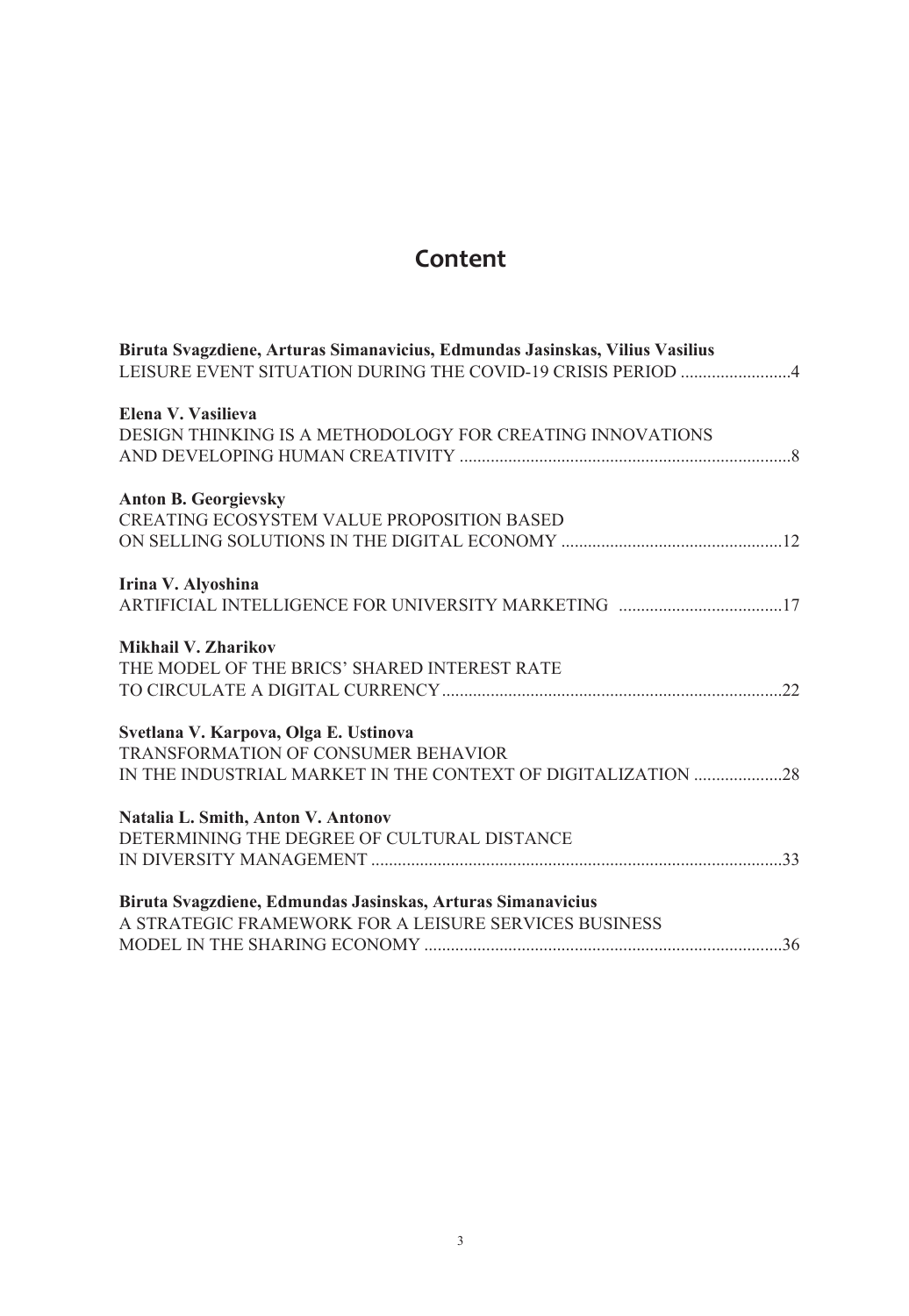# Content

**Biruta Svagzdiene, Arturas Simanavicius, Edmundas Jasinskas, Vilius Vasilius**
LEISURE EVENT SITUATION DURING THE COVID-19 CRISIS PERIOD .........................4

**Elena V. Vasilieva**
DESIGN THINKING IS A METHODOLOGY FOR CREATING INNOVATIONS AND DEVELOPING HUMAN CREATIVITY ..........................................................................8

**Anton B. Georgievsky**
CREATING ECOSYSTEM VALUE PROPOSITION BASED ON SELLING SOLUTIONS IN THE DIGITAL ECONOMY ..................................................12

**Irina V. Alyoshina**
ARTIFICIAL INTELLIGENCE FOR UNIVERSITY MARKETING .....................................17

**Mikhail V. Zharikov**
THE MODEL OF THE BRICS' SHARED INTEREST RATE TO CIRCULATE A DIGITAL CURRENCY............................................................................22

**Svetlana V. Karpova, Olga E. Ustinova**
TRANSFORMATION OF CONSUMER BEHAVIOR IN THE INDUSTRIAL MARKET IN THE CONTEXT OF DIGITALIZATION ....................28

**Natalia L. Smith, Anton V. Antonov**
DETERMINING THE DEGREE OF CULTURAL DISTANCE IN DIVERSITY MANAGEMENT ............................................................................................33

**Biruta Svagzdiene, Edmundas Jasinskas, Arturas Simanavicius**
A STRATEGIC FRAMEWORK FOR A LEISURE SERVICES BUSINESS MODEL IN THE SHARING ECONOMY ................................................................................36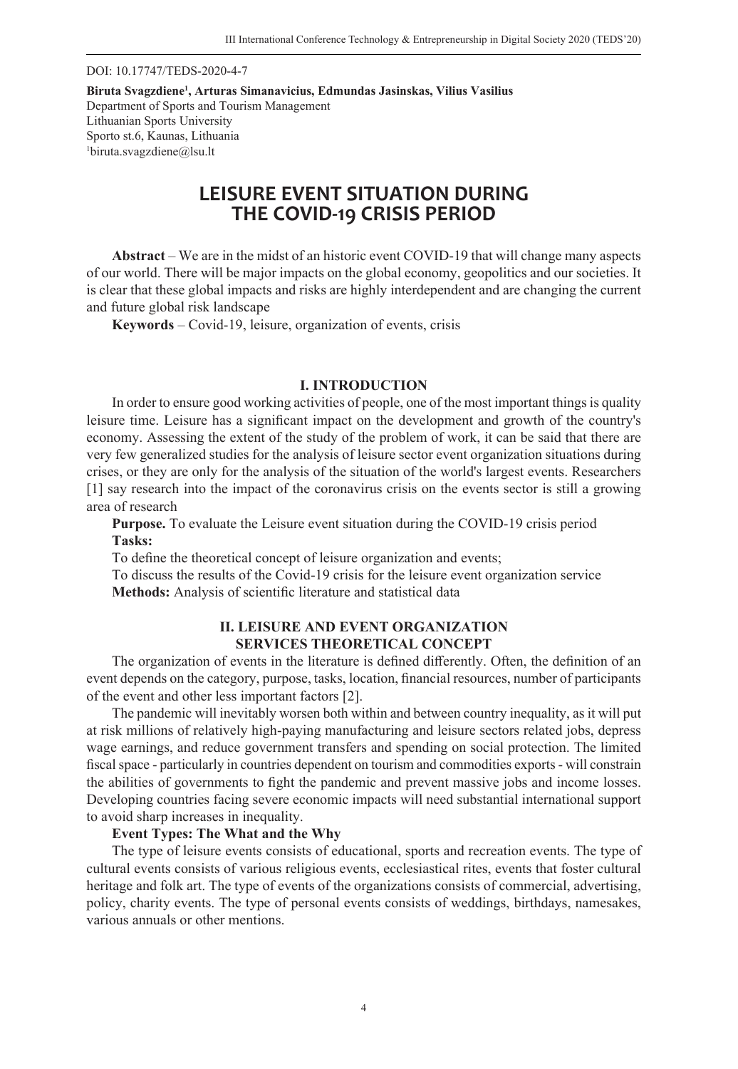DOI: 10.17747/TEDS-2020-4-7

**Biruta Svagzdiene[1], Arturas Simanavicius, Edmundas Jasinskas, Vilius Vasilius**
Department of Sports and Tourism Management
Lithuanian Sports University
Sporto st.6, Kaunas, Lithuania
[1]biruta.svagzdiene@lsu.lt

# LEISURE EVENT SITUATION DURING THE COVID-19 CRISIS PERIOD

**Abstract** – We are in the midst of an historic event COVID-19 that will change many aspects of our world. There will be major impacts on the global economy, geopolitics and our societies. It is clear that these global impacts and risks are highly interdependent and are changing the current and future global risk landscape

**Keywords** – Covid-19, leisure, organization of events, crisis

## I. INTRODUCTION

In order to ensure good working activities of people, one of the most important things is quality leisure time. Leisure has a significant impact on the development and growth of the country's economy. Assessing the extent of the study of the problem of work, it can be said that there are very few generalized studies for the analysis of leisure sector event organization situations during crises, or they are only for the analysis of the situation of the world's largest events. Researchers [1] say research into the impact of the coronavirus crisis on the events sector is still a growing area of research

**Purpose.** To evaluate the Leisure event situation during the COVID-19 crisis period

**Tasks:**

To define the theoretical concept of leisure organization and events;

To discuss the results of the Covid-19 crisis for the leisure event organization service

**Methods:** Analysis of scientific literature and statistical data

## II. LEISURE AND EVENT ORGANIZATION SERVICES THEORETICAL CONCEPT

The organization of events in the literature is defined differently. Often, the definition of an event depends on the category, purpose, tasks, location, financial resources, number of participants of the event and other less important factors [2].

The pandemic will inevitably worsen both within and between country inequality, as it will put at risk millions of relatively high-paying manufacturing and leisure sectors related jobs, depress wage earnings, and reduce government transfers and spending on social protection. The limited fiscal space - particularly in countries dependent on tourism and commodities exports - will constrain the abilities of governments to fight the pandemic and prevent massive jobs and income losses. Developing countries facing severe economic impacts will need substantial international support to avoid sharp increases in inequality.

**Event Types: The What and the Why**

The type of leisure events consists of educational, sports and recreation events. The type of cultural events consists of various religious events, ecclesiastical rites, events that foster cultural heritage and folk art. The type of events of the organizations consists of commercial, advertising, policy, charity events. The type of personal events consists of weddings, birthdays, namesakes, various annuals or other mentions.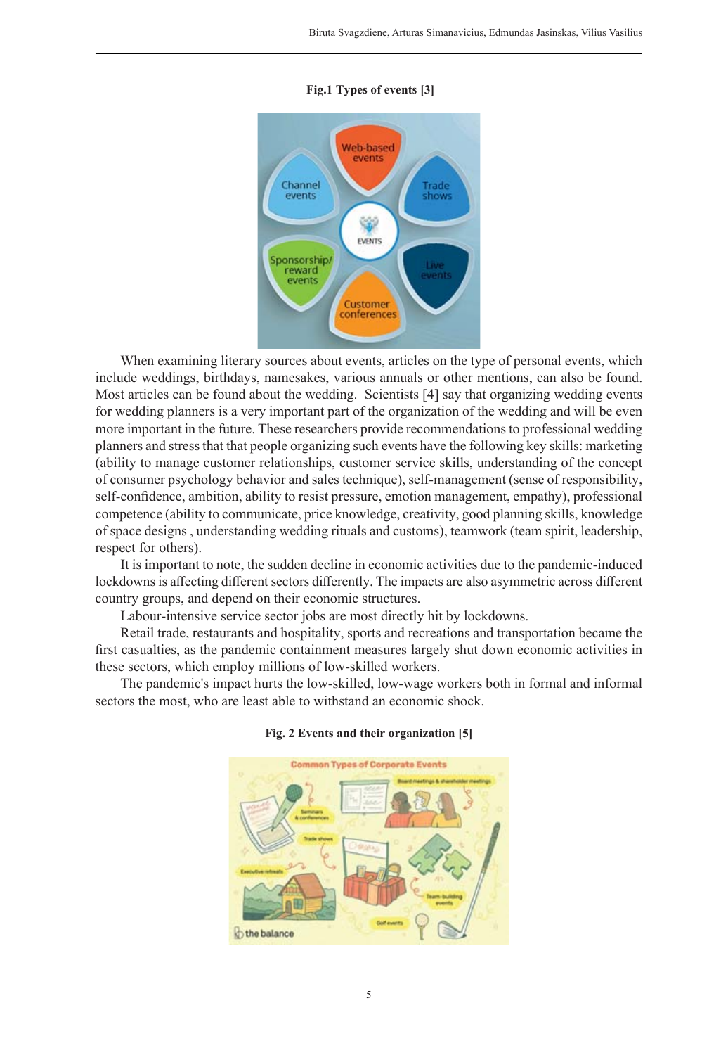**Fig.1 Types of events [3]**

When examining literary sources about events, articles on the type of personal events, which include weddings, birthdays, namesakes, various annuals or other mentions, can also be found. Most articles can be found about the wedding. Scientists [4] say that organizing wedding events for wedding planners is a very important part of the organization of the wedding and will be even more important in the future. These researchers provide recommendations to professional wedding planners and stress that that people organizing such events have the following key skills: marketing (ability to manage customer relationships, customer service skills, understanding of the concept of consumer psychology behavior and sales technique), self-management (sense of responsibility, self-confidence, ambition, ability to resist pressure, emotion management, empathy), professional competence (ability to communicate, price knowledge, creativity, good planning skills, knowledge of space designs , understanding wedding rituals and customs), teamwork (team spirit, leadership, respect for others).

It is important to note, the sudden decline in economic activities due to the pandemic-induced lockdowns is affecting different sectors differently. The impacts are also asymmetric across different country groups, and depend on their economic structures.

Labour-intensive service sector jobs are most directly hit by lockdowns.

Retail trade, restaurants and hospitality, sports and recreations and transportation became the first casualties, as the pandemic containment measures largely shut down economic activities in these sectors, which employ millions of low-skilled workers.

The pandemic's impact hurts the low-skilled, low-wage workers both in formal and informal sectors the most, who are least able to withstand an economic shock.

**Fig. 2 Events and their organization [5]**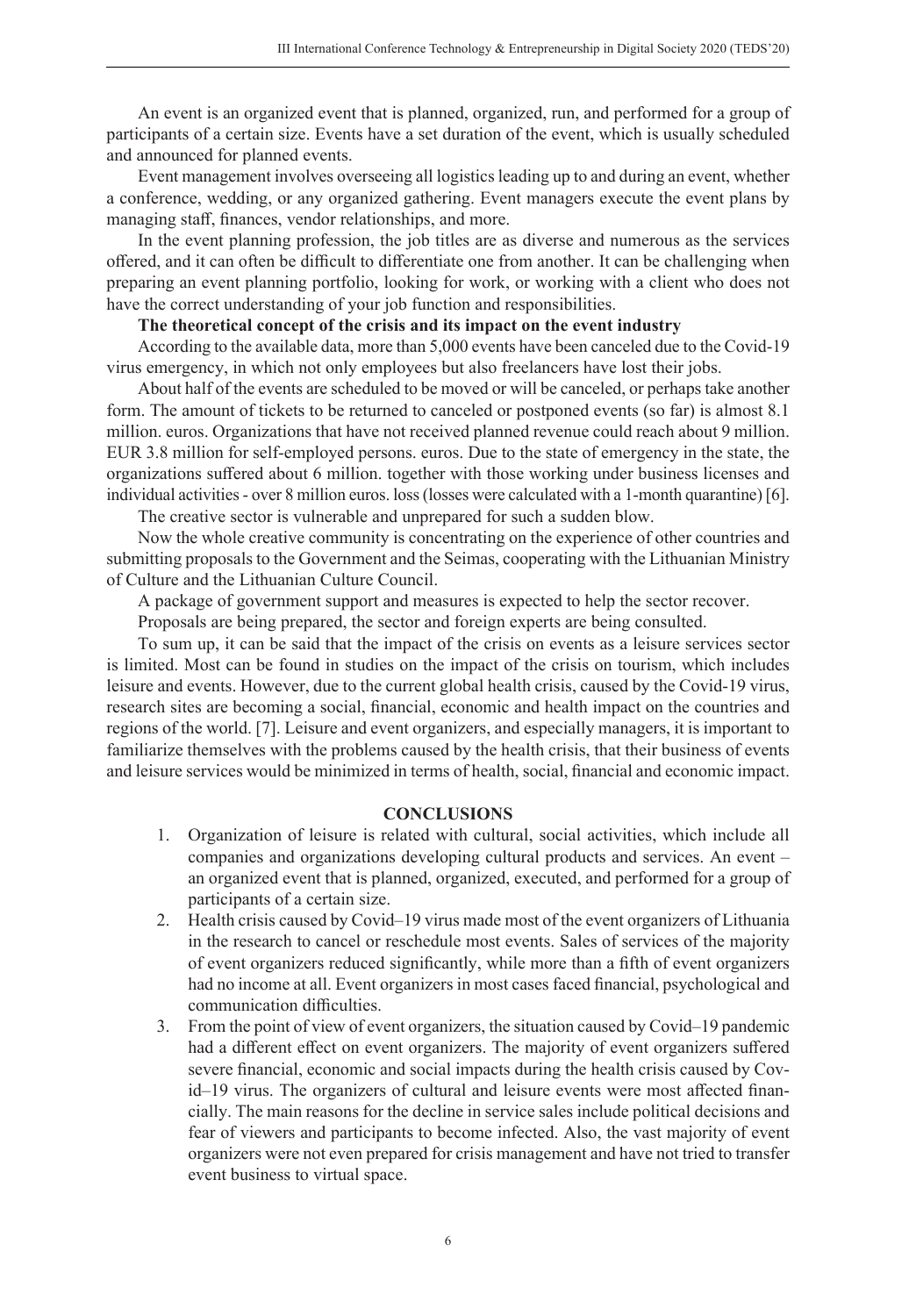An event is an organized event that is planned, organized, run, and performed for a group of participants of a certain size. Events have a set duration of the event, which is usually scheduled and announced for planned events.

Event management involves overseeing all logistics leading up to and during an event, whether a conference, wedding, or any organized gathering. Event managers execute the event plans by managing staff, finances, vendor relationships, and more.

In the event planning profession, the job titles are as diverse and numerous as the services offered, and it can often be difficult to differentiate one from another. It can be challenging when preparing an event planning portfolio, looking for work, or working with a client who does not have the correct understanding of your job function and responsibilities.

**The theoretical concept of the crisis and its impact on the event industry**

According to the available data, more than 5,000 events have been canceled due to the Covid-19 virus emergency, in which not only employees but also freelancers have lost their jobs.

About half of the events are scheduled to be moved or will be canceled, or perhaps take another form. The amount of tickets to be returned to canceled or postponed events (so far) is almost 8.1 million. euros. Organizations that have not received planned revenue could reach about 9 million. EUR 3.8 million for self-employed persons. euros. Due to the state of emergency in the state, the organizations suffered about 6 million. together with those working under business licenses and individual activities - over 8 million euros. loss (losses were calculated with a 1-month quarantine) [6].

The creative sector is vulnerable and unprepared for such a sudden blow.

Now the whole creative community is concentrating on the experience of other countries and submitting proposals to the Government and the Seimas, cooperating with the Lithuanian Ministry of Culture and the Lithuanian Culture Council.

A package of government support and measures is expected to help the sector recover.

Proposals are being prepared, the sector and foreign experts are being consulted.

To sum up, it can be said that the impact of the crisis on events as a leisure services sector is limited. Most can be found in studies on the impact of the crisis on tourism, which includes leisure and events. However, due to the current global health crisis, caused by the Covid-19 virus, research sites are becoming a social, financial, economic and health impact on the countries and regions of the world. [7]. Leisure and event organizers, and especially managers, it is important to familiarize themselves with the problems caused by the health crisis, that their business of events and leisure services would be minimized in terms of health, social, financial and economic impact.

## CONCLUSIONS

1. Organization of leisure is related with cultural, social activities, which include all companies and organizations developing cultural products and services. An event – an organized event that is planned, organized, executed, and performed for a group of participants of a certain size.
2. Health crisis caused by Covid–19 virus made most of the event organizers of Lithuania in the research to cancel or reschedule most events. Sales of services of the majority of event organizers reduced significantly, while more than a fifth of event organizers had no income at all. Event organizers in most cases faced financial, psychological and communication difficulties.
3. From the point of view of event organizers, the situation caused by Covid–19 pandemic had a different effect on event organizers. The majority of event organizers suffered severe financial, economic and social impacts during the health crisis caused by Covid–19 virus. The organizers of cultural and leisure events were most affected financially. The main reasons for the decline in service sales include political decisions and fear of viewers and participants to become infected. Also, the vast majority of event organizers were not even prepared for crisis management and have not tried to transfer event business to virtual space.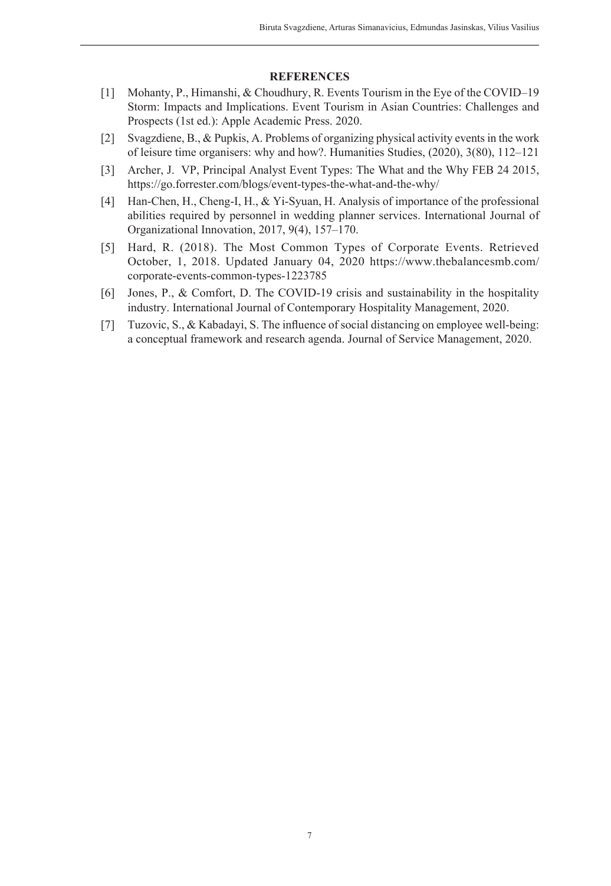## REFERENCES

[1] Mohanty, P., Himanshi, & Choudhury, R. Events Tourism in the Eye of the COVID–19 Storm: Impacts and Implications. Event Tourism in Asian Countries: Challenges and Prospects (1st ed.): Apple Academic Press. 2020.

[2] Svagzdiene, B., & Pupkis, A. Problems of organizing physical activity events in the work of leisure time organisers: why and how?. Humanities Studies, (2020), 3(80), 112–121

[3] Archer, J. VP, Principal Analyst Event Types: The What and the Why FEB 24 2015, https://go.forrester.com/blogs/event-types-the-what-and-the-why/

[4] Han-Chen, H., Cheng-I, H., & Yi-Syuan, H. Analysis of importance of the professional abilities required by personnel in wedding planner services. International Journal of Organizational Innovation, 2017, 9(4), 157–170.

[5] Hard, R. (2018). The Most Common Types of Corporate Events. Retrieved October, 1, 2018. Updated January 04, 2020 https://www.thebalancesmb.com/corporate-events-common-types-1223785

[6] Jones, P., & Comfort, D. The COVID-19 crisis and sustainability in the hospitality industry. International Journal of Contemporary Hospitality Management, 2020.

[7] Tuzovic, S., & Kabadayi, S. The influence of social distancing on employee well-being: a conceptual framework and research agenda. Journal of Service Management, 2020.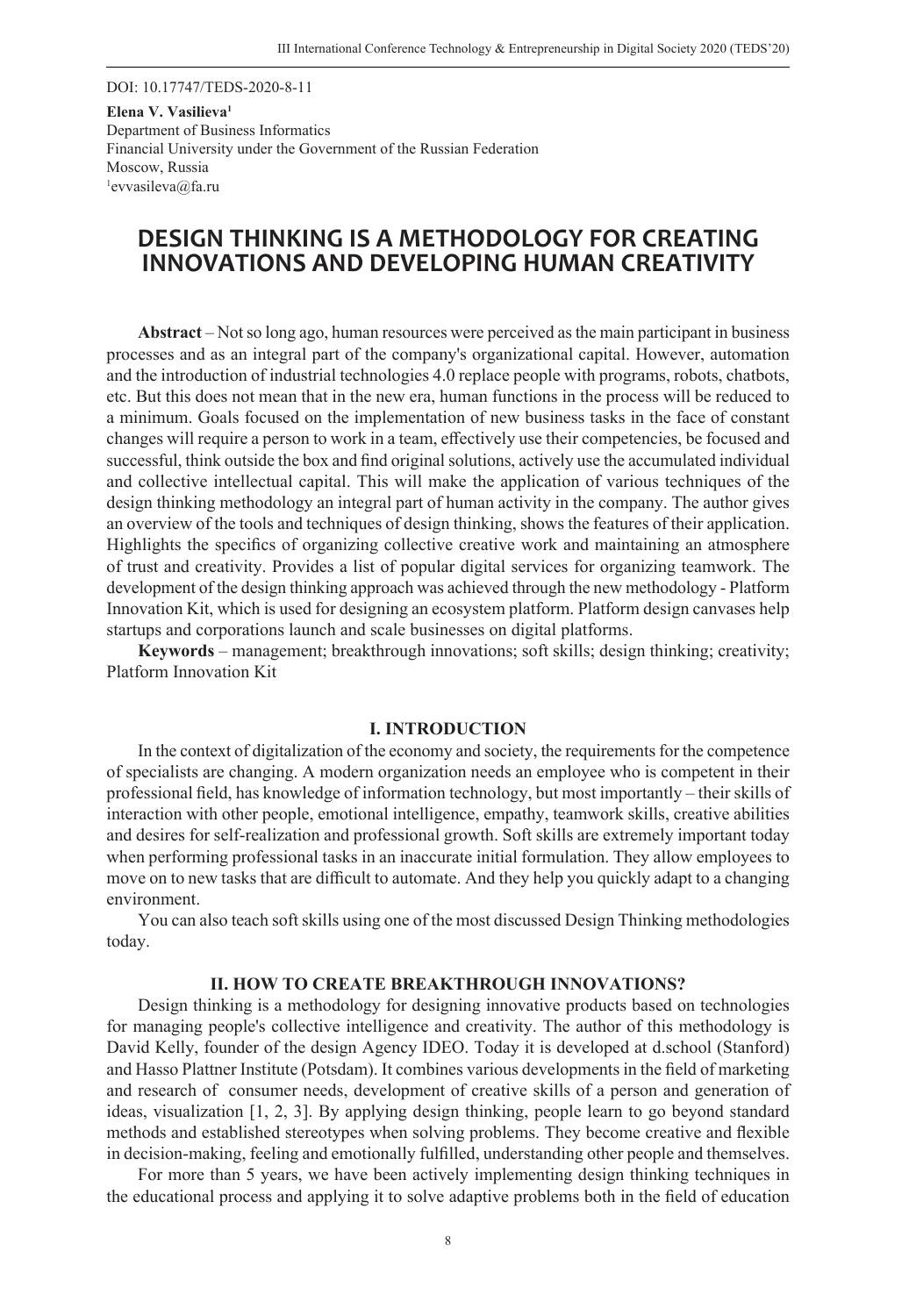DOI: 10.17747/TEDS-2020-8-11

**Elena V. Vasilieva[1]**
Department of Business Informatics
Financial University under the Government of the Russian Federation
Moscow, Russia
[1]evvasileva@fa.ru

# DESIGN THINKING IS A METHODOLOGY FOR CREATING INNOVATIONS AND DEVELOPING HUMAN CREATIVITY

**Abstract** – Not so long ago, human resources were perceived as the main participant in business processes and as an integral part of the company's organizational capital. However, automation and the introduction of industrial technologies 4.0 replace people with programs, robots, chatbots, etc. But this does not mean that in the new era, human functions in the process will be reduced to a minimum. Goals focused on the implementation of new business tasks in the face of constant changes will require a person to work in a team, effectively use their competencies, be focused and successful, think outside the box and find original solutions, actively use the accumulated individual and collective intellectual capital. This will make the application of various techniques of the design thinking methodology an integral part of human activity in the company. The author gives an overview of the tools and techniques of design thinking, shows the features of their application. Highlights the specifics of organizing collective creative work and maintaining an atmosphere of trust and creativity. Provides a list of popular digital services for organizing teamwork. The development of the design thinking approach was achieved through the new methodology - Platform Innovation Kit, which is used for designing an ecosystem platform. Platform design canvases help startups and corporations launch and scale businesses on digital platforms.

**Keywords** – management; breakthrough innovations; soft skills; design thinking; creativity; Platform Innovation Kit

## I. INTRODUCTION

In the context of digitalization of the economy and society, the requirements for the competence of specialists are changing. A modern organization needs an employee who is competent in their professional field, has knowledge of information technology, but most importantly – their skills of interaction with other people, emotional intelligence, empathy, teamwork skills, creative abilities and desires for self-realization and professional growth. Soft skills are extremely important today when performing professional tasks in an inaccurate initial formulation. They allow employees to move on to new tasks that are difficult to automate. And they help you quickly adapt to a changing environment.

You can also teach soft skills using one of the most discussed Design Thinking methodologies today.

## II. HOW TO CREATE BREAKTHROUGH INNOVATIONS?

Design thinking is a methodology for designing innovative products based on technologies for managing people's collective intelligence and creativity. The author of this methodology is David Kelly, founder of the design Agency IDEO. Today it is developed at d.school (Stanford) and Hasso Plattner Institute (Potsdam). It combines various developments in the field of marketing and research of consumer needs, development of creative skills of a person and generation of ideas, visualization [1, 2, 3]. By applying design thinking, people learn to go beyond standard methods and established stereotypes when solving problems. They become creative and flexible in decision-making, feeling and emotionally fulfilled, understanding other people and themselves.

For more than 5 years, we have been actively implementing design thinking techniques in the educational process and applying it to solve adaptive problems both in the field of education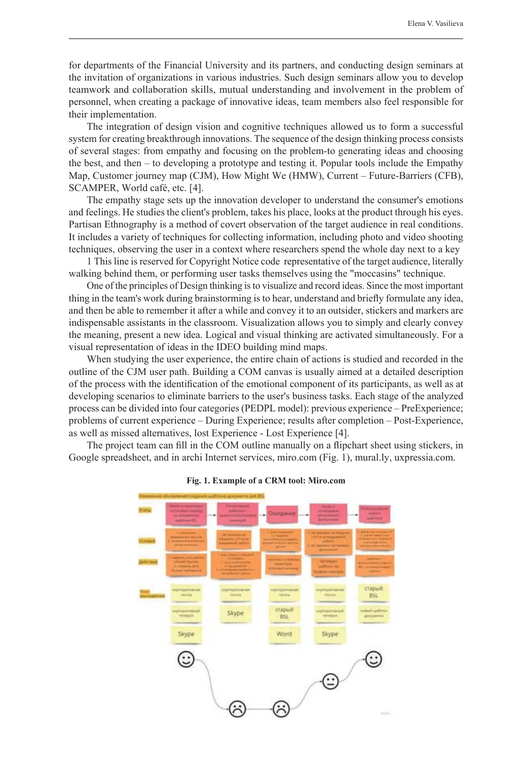for departments of the Financial University and its partners, and conducting design seminars at the invitation of organizations in various industries. Such design seminars allow you to develop teamwork and collaboration skills, mutual understanding and involvement in the problem of personnel, when creating a package of innovative ideas, team members also feel responsible for their implementation.

The integration of design vision and cognitive techniques allowed us to form a successful system for creating breakthrough innovations. The sequence of the design thinking process consists of several stages: from empathy and focusing on the problem-to generating ideas and choosing the best, and then – to developing a prototype and testing it. Popular tools include the Empathy Map, Customer journey map (CJM), How Might We (HMW), Current – Future-Barriers (CFB), SCAMPER, World café, etc. [4].

The empathy stage sets up the innovation developer to understand the consumer's emotions and feelings. He studies the client's problem, takes his place, looks at the product through his eyes. Partisan Ethnography is a method of covert observation of the target audience in real conditions. It includes a variety of techniques for collecting information, including photo and video shooting techniques, observing the user in a context where researchers spend the whole day next to a key

1 This line is reserved for Copyright Notice code representative of the target audience, literally walking behind them, or performing user tasks themselves using the "moccasins" technique.

One of the principles of Design thinking is to visualize and record ideas. Since the most important thing in the team's work during brainstorming is to hear, understand and briefly formulate any idea, and then be able to remember it after a while and convey it to an outsider, stickers and markers are indispensable assistants in the classroom. Visualization allows you to simply and clearly convey the meaning, present a new idea. Logical and visual thinking are activated simultaneously. For a visual representation of ideas in the IDEO building mind maps.

When studying the user experience, the entire chain of actions is studied and recorded in the outline of the CJM user path. Building a COM canvas is usually aimed at a detailed description of the process with the identification of the emotional component of its participants, as well as at developing scenarios to eliminate barriers to the user's business tasks. Each stage of the analyzed process can be divided into four categories (PEDPL model): previous experience – PreExperience; problems of current experience – During Experience; results after completion – Post-Experience, as well as missed alternatives, lost Experience - Lost Experience [4].

The project team can fill in the COM outline manually on a flipchart sheet using stickers, in Google spreadsheet, and in archi Internet services, miro.com (Fig. 1), mural.ly, uxpressia.com.

**Fig. 1. Example of a CRM tool: Miro.com**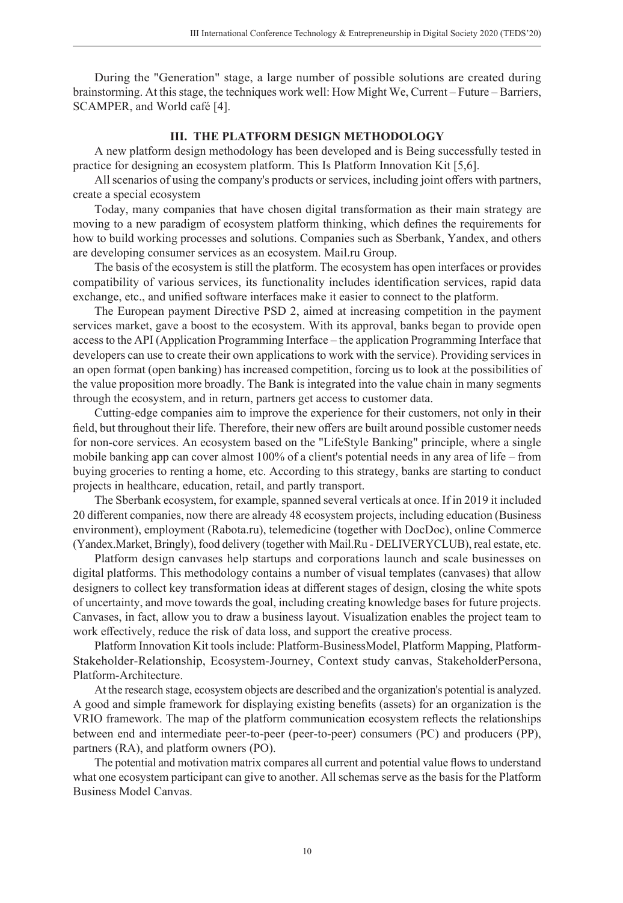During the "Generation" stage, a large number of possible solutions are created during brainstorming. At this stage, the techniques work well: How Might We, Current – Future – Barriers, SCAMPER, and World café [4].

## III. THE PLATFORM DESIGN METHODOLOGY

A new platform design methodology has been developed and is Being successfully tested in practice for designing an ecosystem platform. This Is Platform Innovation Kit [5,6].

All scenarios of using the company's products or services, including joint offers with partners, create a special ecosystem

Today, many companies that have chosen digital transformation as their main strategy are moving to a new paradigm of ecosystem platform thinking, which defines the requirements for how to build working processes and solutions. Companies such as Sberbank, Yandex, and others are developing consumer services as an ecosystem. Mail.ru Group.

The basis of the ecosystem is still the platform. The ecosystem has open interfaces or provides compatibility of various services, its functionality includes identification services, rapid data exchange, etc., and unified software interfaces make it easier to connect to the platform.

The European payment Directive PSD 2, aimed at increasing competition in the payment services market, gave a boost to the ecosystem. With its approval, banks began to provide open access to the API (Application Programming Interface – the application Programming Interface that developers can use to create their own applications to work with the service). Providing services in an open format (open banking) has increased competition, forcing us to look at the possibilities of the value proposition more broadly. The Bank is integrated into the value chain in many segments through the ecosystem, and in return, partners get access to customer data.

Cutting-edge companies aim to improve the experience for their customers, not only in their field, but throughout their life. Therefore, their new offers are built around possible customer needs for non-core services. An ecosystem based on the "LifeStyle Banking" principle, where a single mobile banking app can cover almost 100% of a client's potential needs in any area of life – from buying groceries to renting a home, etc. According to this strategy, banks are starting to conduct projects in healthcare, education, retail, and partly transport.

The Sberbank ecosystem, for example, spanned several verticals at once. If in 2019 it included 20 different companies, now there are already 48 ecosystem projects, including education (Business environment), employment (Rabota.ru), telemedicine (together with DocDoc), online Commerce (Yandex.Market, Bringly), food delivery (together with Mail.Ru - DELIVERYCLUB), real estate, etc.

Platform design canvases help startups and corporations launch and scale businesses on digital platforms. This methodology contains a number of visual templates (canvases) that allow designers to collect key transformation ideas at different stages of design, closing the white spots of uncertainty, and move towards the goal, including creating knowledge bases for future projects. Canvases, in fact, allow you to draw a business layout. Visualization enables the project team to work effectively, reduce the risk of data loss, and support the creative process.

Platform Innovation Kit tools include: Platform-BusinessModel, Platform Mapping, Platform-Stakeholder-Relationship, Ecosystem-Journey, Context study canvas, StakeholderPersona, Platform-Architecture.

At the research stage, ecosystem objects are described and the organization's potential is analyzed. A good and simple framework for displaying existing benefits (assets) for an organization is the VRIO framework. The map of the platform communication ecosystem reflects the relationships between end and intermediate peer-to-peer (peer-to-peer) consumers (PC) and producers (PP), partners (RA), and platform owners (PO).

The potential and motivation matrix compares all current and potential value flows to understand what one ecosystem participant can give to another. All schemas serve as the basis for the Platform Business Model Canvas.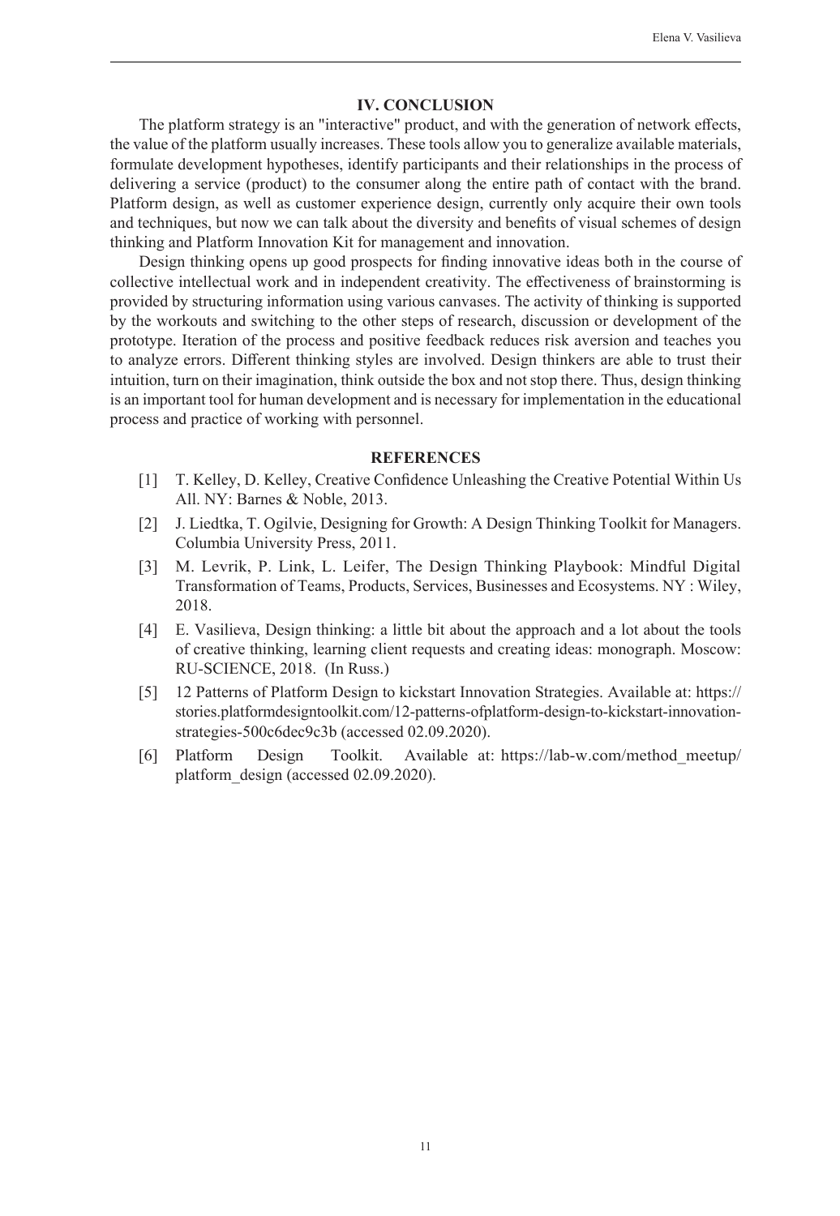## IV. CONCLUSION

The platform strategy is an "interactive" product, and with the generation of network effects, the value of the platform usually increases. These tools allow you to generalize available materials, formulate development hypotheses, identify participants and their relationships in the process of delivering a service (product) to the consumer along the entire path of contact with the brand. Platform design, as well as customer experience design, currently only acquire their own tools and techniques, but now we can talk about the diversity and benefits of visual schemes of design thinking and Platform Innovation Kit for management and innovation.

Design thinking opens up good prospects for finding innovative ideas both in the course of collective intellectual work and in independent creativity. The effectiveness of brainstorming is provided by structuring information using various canvases. The activity of thinking is supported by the workouts and switching to the other steps of research, discussion or development of the prototype. Iteration of the process and positive feedback reduces risk aversion and teaches you to analyze errors. Different thinking styles are involved. Design thinkers are able to trust their intuition, turn on their imagination, think outside the box and not stop there. Thus, design thinking is an important tool for human development and is necessary for implementation in the educational process and practice of working with personnel.

## REFERENCES

[1] T. Kelley, D. Kelley, Creative Confidence Unleashing the Creative Potential Within Us All. NY: Barnes & Noble, 2013.

[2] J. Liedtka, T. Ogilvie, Designing for Growth: A Design Thinking Toolkit for Managers. Columbia University Press, 2011.

[3] M. Levrik, P. Link, L. Leifer, The Design Thinking Playbook: Mindful Digital Transformation of Teams, Products, Services, Businesses and Ecosystems. NY : Wiley, 2018.

[4] E. Vasilieva, Design thinking: a little bit about the approach and a lot about the tools of creative thinking, learning client requests and creating ideas: monograph. Moscow: RU-SCIENCE, 2018. (In Russ.)

[5] 12 Patterns of Platform Design to kickstart Innovation Strategies. Available at: https://stories.platformdesigntoolkit.com/12-patterns-ofplatform-design-to-kickstart-innovation-strategies-500c6dec9c3b (accessed 02.09.2020).

[6] Platform Design Toolkit. Available at: https://lab-w.com/method_meetup/platform_design (accessed 02.09.2020).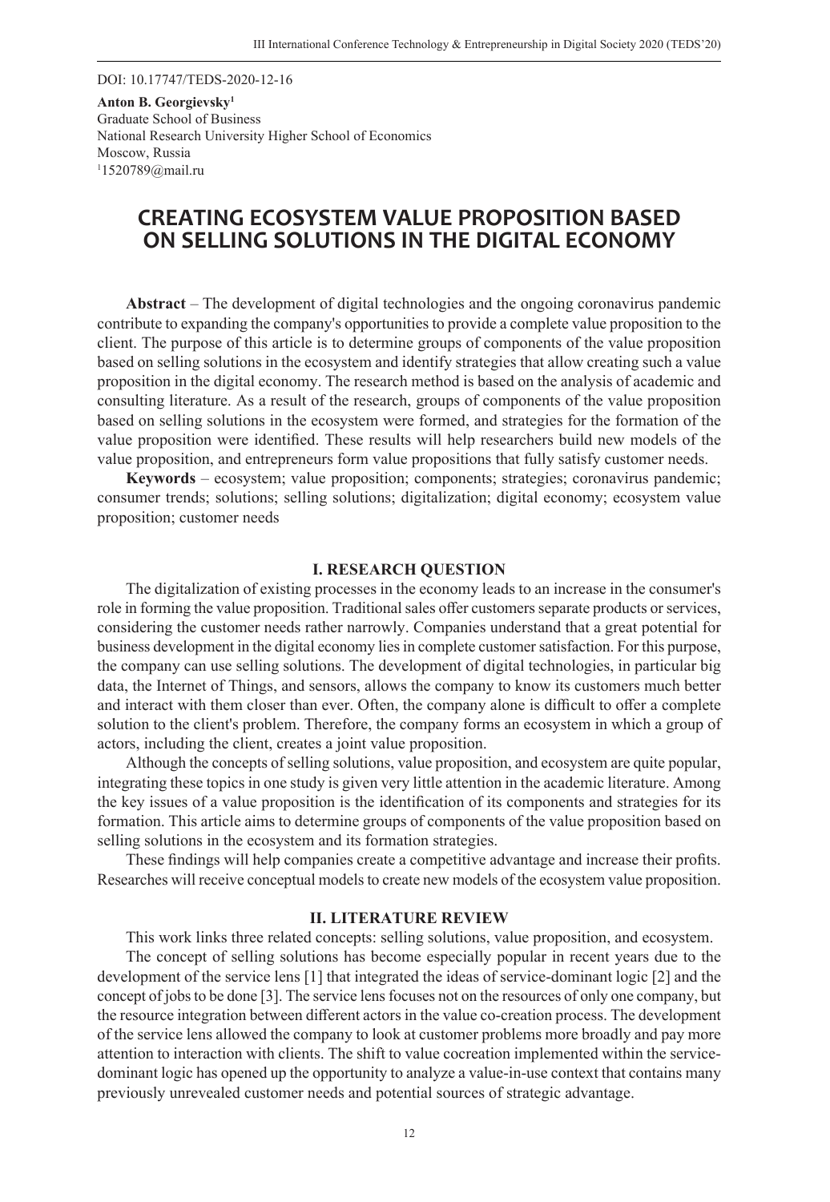DOI: 10.17747/TEDS-2020-12-16

**Anton B. Georgievsky**[1]
Graduate School of Business
National Research University Higher School of Economics
Moscow, Russia
[1]1520789@mail.ru

# CREATING ECOSYSTEM VALUE PROPOSITION BASED ON SELLING SOLUTIONS IN THE DIGITAL ECONOMY

**Abstract** – The development of digital technologies and the ongoing coronavirus pandemic contribute to expanding the company's opportunities to provide a complete value proposition to the client. The purpose of this article is to determine groups of components of the value proposition based on selling solutions in the ecosystem and identify strategies that allow creating such a value proposition in the digital economy. The research method is based on the analysis of academic and consulting literature. As a result of the research, groups of components of the value proposition based on selling solutions in the ecosystem were formed, and strategies for the formation of the value proposition were identified. These results will help researchers build new models of the value proposition, and entrepreneurs form value propositions that fully satisfy customer needs.

**Keywords** – ecosystem; value proposition; components; strategies; coronavirus pandemic; consumer trends; solutions; selling solutions; digitalization; digital economy; ecosystem value proposition; customer needs

## I. RESEARCH QUESTION

The digitalization of existing processes in the economy leads to an increase in the consumer's role in forming the value proposition. Traditional sales offer customers separate products or services, considering the customer needs rather narrowly. Companies understand that a great potential for business development in the digital economy lies in complete customer satisfaction. For this purpose, the company can use selling solutions. The development of digital technologies, in particular big data, the Internet of Things, and sensors, allows the company to know its customers much better and interact with them closer than ever. Often, the company alone is difficult to offer a complete solution to the client's problem. Therefore, the company forms an ecosystem in which a group of actors, including the client, creates a joint value proposition.

Although the concepts of selling solutions, value proposition, and ecosystem are quite popular, integrating these topics in one study is given very little attention in the academic literature. Among the key issues of a value proposition is the identification of its components and strategies for its formation. This article aims to determine groups of components of the value proposition based on selling solutions in the ecosystem and its formation strategies.

These findings will help companies create a competitive advantage and increase their profits. Researches will receive conceptual models to create new models of the ecosystem value proposition.

## II. LITERATURE REVIEW

This work links three related concepts: selling solutions, value proposition, and ecosystem.

The concept of selling solutions has become especially popular in recent years due to the development of the service lens [1] that integrated the ideas of service-dominant logic [2] and the concept of jobs to be done [3]. The service lens focuses not on the resources of only one company, but the resource integration between different actors in the value co-creation process. The development of the service lens allowed the company to look at customer problems more broadly and pay more attention to interaction with clients. The shift to value cocreation implemented within the service-dominant logic has opened up the opportunity to analyze a value-in-use context that contains many previously unrevealed customer needs and potential sources of strategic advantage.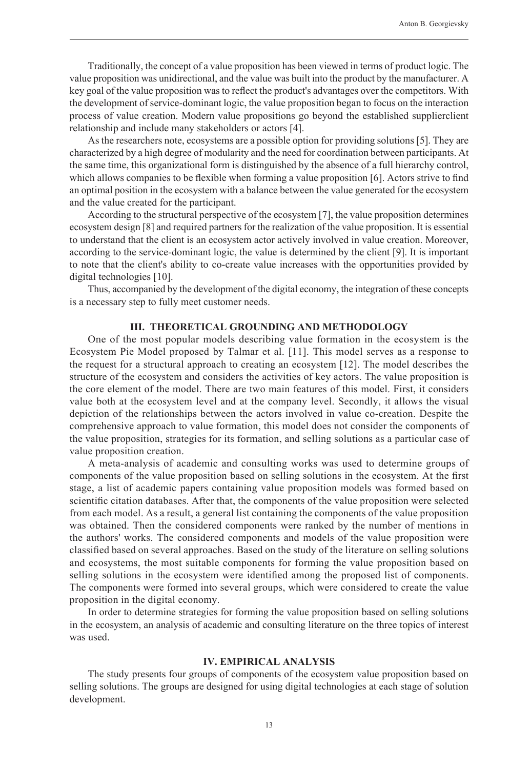Traditionally, the concept of a value proposition has been viewed in terms of product logic. The value proposition was unidirectional, and the value was built into the product by the manufacturer. A key goal of the value proposition was to reflect the product's advantages over the competitors. With the development of service-dominant logic, the value proposition began to focus on the interaction process of value creation. Modern value propositions go beyond the established supplierclient relationship and include many stakeholders or actors [4].

As the researchers note, ecosystems are a possible option for providing solutions [5]. They are characterized by a high degree of modularity and the need for coordination between participants. At the same time, this organizational form is distinguished by the absence of a full hierarchy control, which allows companies to be flexible when forming a value proposition [6]. Actors strive to find an optimal position in the ecosystem with a balance between the value generated for the ecosystem and the value created for the participant.

According to the structural perspective of the ecosystem [7], the value proposition determines ecosystem design [8] and required partners for the realization of the value proposition. It is essential to understand that the client is an ecosystem actor actively involved in value creation. Moreover, according to the service-dominant logic, the value is determined by the client [9]. It is important to note that the client's ability to co-create value increases with the opportunities provided by digital technologies [10].

Thus, accompanied by the development of the digital economy, the integration of these concepts is a necessary step to fully meet customer needs.

## III. THEORETICAL GROUNDING AND METHODOLOGY

One of the most popular models describing value formation in the ecosystem is the Ecosystem Pie Model proposed by Talmar et al. [11]. This model serves as a response to the request for a structural approach to creating an ecosystem [12]. The model describes the structure of the ecosystem and considers the activities of key actors. The value proposition is the core element of the model. There are two main features of this model. First, it considers value both at the ecosystem level and at the company level. Secondly, it allows the visual depiction of the relationships between the actors involved in value co-creation. Despite the comprehensive approach to value formation, this model does not consider the components of the value proposition, strategies for its formation, and selling solutions as a particular case of value proposition creation.

A meta-analysis of academic and consulting works was used to determine groups of components of the value proposition based on selling solutions in the ecosystem. At the first stage, a list of academic papers containing value proposition models was formed based on scientific citation databases. After that, the components of the value proposition were selected from each model. As a result, a general list containing the components of the value proposition was obtained. Then the considered components were ranked by the number of mentions in the authors' works. The considered components and models of the value proposition were classified based on several approaches. Based on the study of the literature on selling solutions and ecosystems, the most suitable components for forming the value proposition based on selling solutions in the ecosystem were identified among the proposed list of components. The components were formed into several groups, which were considered to create the value proposition in the digital economy.

In order to determine strategies for forming the value proposition based on selling solutions in the ecosystem, an analysis of academic and consulting literature on the three topics of interest was used.

## IV. EMPIRICAL ANALYSIS

The study presents four groups of components of the ecosystem value proposition based on selling solutions. The groups are designed for using digital technologies at each stage of solution development.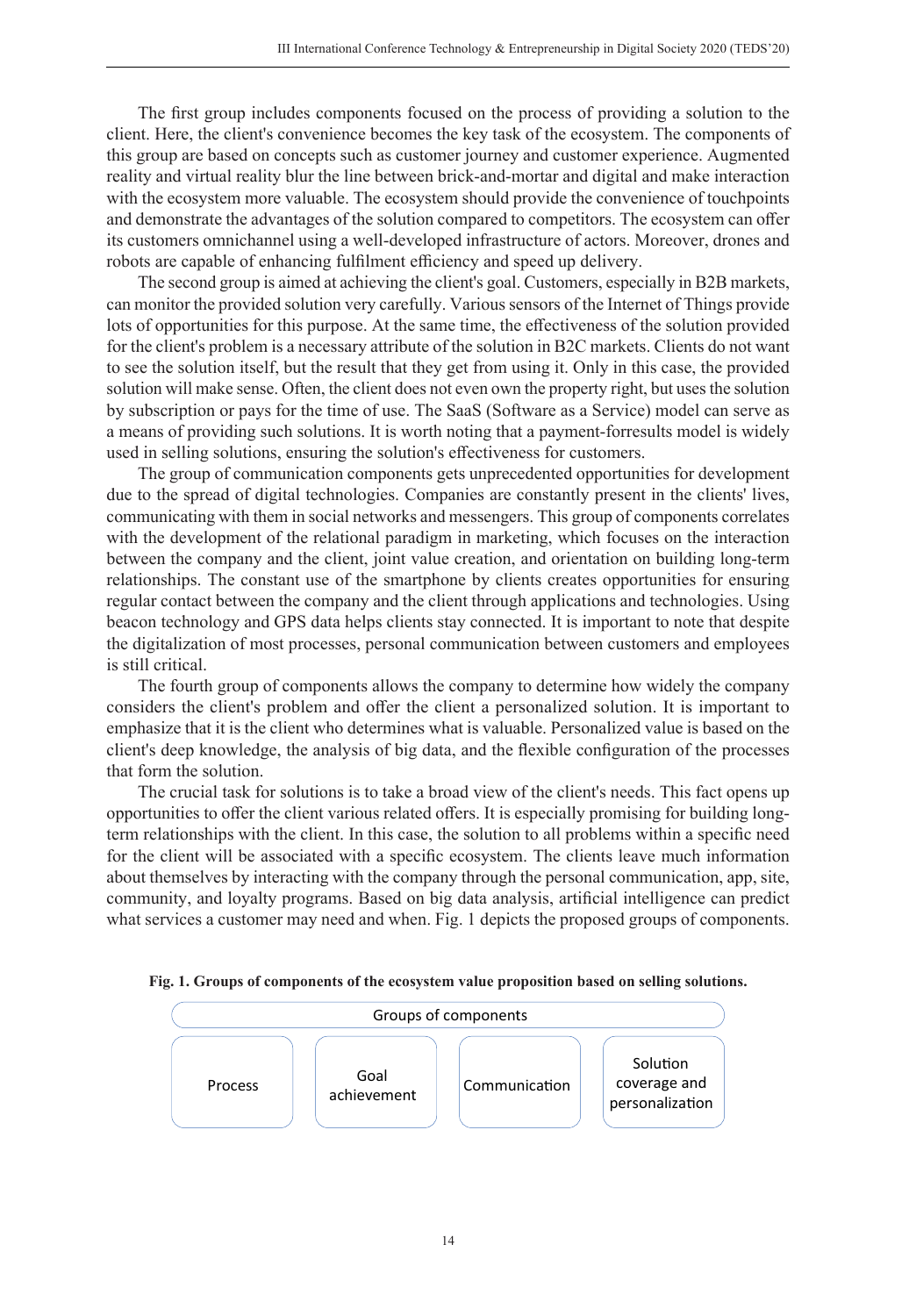The first group includes components focused on the process of providing a solution to the client. Here, the client's convenience becomes the key task of the ecosystem. The components of this group are based on concepts such as customer journey and customer experience. Augmented reality and virtual reality blur the line between brick-and-mortar and digital and make interaction with the ecosystem more valuable. The ecosystem should provide the convenience of touchpoints and demonstrate the advantages of the solution compared to competitors. The ecosystem can offer its customers omnichannel using a well-developed infrastructure of actors. Moreover, drones and robots are capable of enhancing fulfilment efficiency and speed up delivery.

The second group is aimed at achieving the client's goal. Customers, especially in B2B markets, can monitor the provided solution very carefully. Various sensors of the Internet of Things provide lots of opportunities for this purpose. At the same time, the effectiveness of the solution provided for the client's problem is a necessary attribute of the solution in B2C markets. Clients do not want to see the solution itself, but the result that they get from using it. Only in this case, the provided solution will make sense. Often, the client does not even own the property right, but uses the solution by subscription or pays for the time of use. The SaaS (Software as a Service) model can serve as a means of providing such solutions. It is worth noting that a payment-forresults model is widely used in selling solutions, ensuring the solution's effectiveness for customers.

The group of communication components gets unprecedented opportunities for development due to the spread of digital technologies. Companies are constantly present in the clients' lives, communicating with them in social networks and messengers. This group of components correlates with the development of the relational paradigm in marketing, which focuses on the interaction between the company and the client, joint value creation, and orientation on building long-term relationships. The constant use of the smartphone by clients creates opportunities for ensuring regular contact between the company and the client through applications and technologies. Using beacon technology and GPS data helps clients stay connected. It is important to note that despite the digitalization of most processes, personal communication between customers and employees is still critical.

The fourth group of components allows the company to determine how widely the company considers the client's problem and offer the client a personalized solution. It is important to emphasize that it is the client who determines what is valuable. Personalized value is based on the client's deep knowledge, the analysis of big data, and the flexible configuration of the processes that form the solution.

The crucial task for solutions is to take a broad view of the client's needs. This fact opens up opportunities to offer the client various related offers. It is especially promising for building long-term relationships with the client. In this case, the solution to all problems within a specific need for the client will be associated with a specific ecosystem. The clients leave much information about themselves by interacting with the company through the personal communication, app, site, community, and loyalty programs. Based on big data analysis, artificial intelligence can predict what services a customer may need and when. Fig. 1 depicts the proposed groups of components.

**Fig. 1. Groups of components of the ecosystem value proposition based on selling solutions.**

| Groups of components | | | |
|---|---|---|---|
| Process | Goal achievement | Communication | Solution coverage and personalization |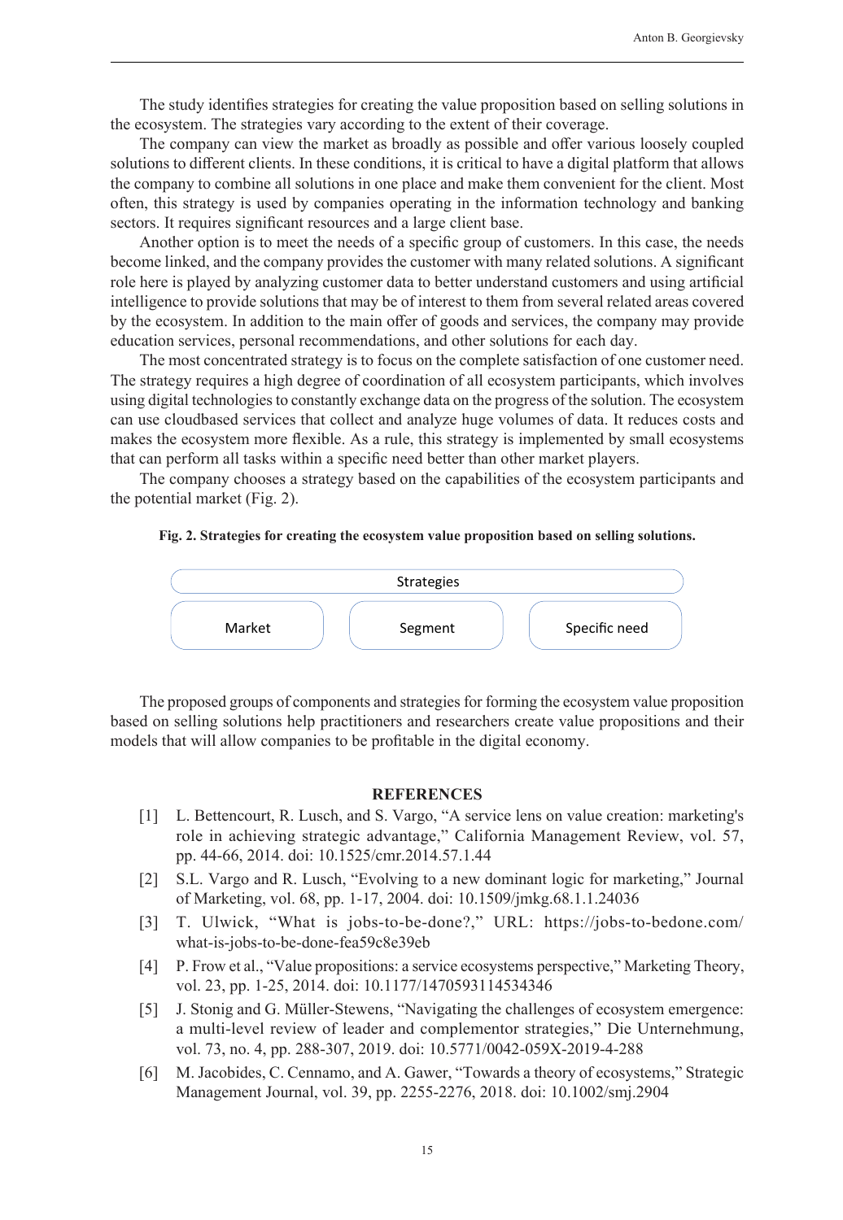The study identifies strategies for creating the value proposition based on selling solutions in the ecosystem. The strategies vary according to the extent of their coverage.

The company can view the market as broadly as possible and offer various loosely coupled solutions to different clients. In these conditions, it is critical to have a digital platform that allows the company to combine all solutions in one place and make them convenient for the client. Most often, this strategy is used by companies operating in the information technology and banking sectors. It requires significant resources and a large client base.

Another option is to meet the needs of a specific group of customers. In this case, the needs become linked, and the company provides the customer with many related solutions. A significant role here is played by analyzing customer data to better understand customers and using artificial intelligence to provide solutions that may be of interest to them from several related areas covered by the ecosystem. In addition to the main offer of goods and services, the company may provide education services, personal recommendations, and other solutions for each day.

The most concentrated strategy is to focus on the complete satisfaction of one customer need. The strategy requires a high degree of coordination of all ecosystem participants, which involves using digital technologies to constantly exchange data on the progress of the solution. The ecosystem can use cloudbased services that collect and analyze huge volumes of data. It reduces costs and makes the ecosystem more flexible. As a rule, this strategy is implemented by small ecosystems that can perform all tasks within a specific need better than other market players.

The company chooses a strategy based on the capabilities of the ecosystem participants and the potential market (Fig. 2).

**Fig. 2. Strategies for creating the ecosystem value proposition based on selling solutions.**

| Strategies | | |
|---|---|---|
| Market | Segment | Specific need |

The proposed groups of components and strategies for forming the ecosystem value proposition based on selling solutions help practitioners and researchers create value propositions and their models that will allow companies to be profitable in the digital economy.

## REFERENCES

[1] L. Bettencourt, R. Lusch, and S. Vargo, "A service lens on value creation: marketing's role in achieving strategic advantage," California Management Review, vol. 57, pp. 44-66, 2014. doi: 10.1525/cmr.2014.57.1.44

[2] S.L. Vargo and R. Lusch, "Evolving to a new dominant logic for marketing," Journal of Marketing, vol. 68, pp. 1-17, 2004. doi: 10.1509/jmkg.68.1.1.24036

[3] T. Ulwick, "What is jobs-to-be-done?," URL: https://jobs-to-bedone.com/what-is-jobs-to-be-done-fea59c8e39eb

[4] P. Frow et al., "Value propositions: a service ecosystems perspective," Marketing Theory, vol. 23, pp. 1-25, 2014. doi: 10.1177/1470593114534346

[5] J. Stonig and G. Müller-Stewens, "Navigating the challenges of ecosystem emergence: a multi-level review of leader and complementor strategies," Die Unternehmung, vol. 73, no. 4, pp. 288-307, 2019. doi: 10.5771/0042-059X-2019-4-288

[6] M. Jacobides, C. Cennamo, and A. Gawer, "Towards a theory of ecosystems," Strategic Management Journal, vol. 39, pp. 2255-2276, 2018. doi: 10.1002/smj.2904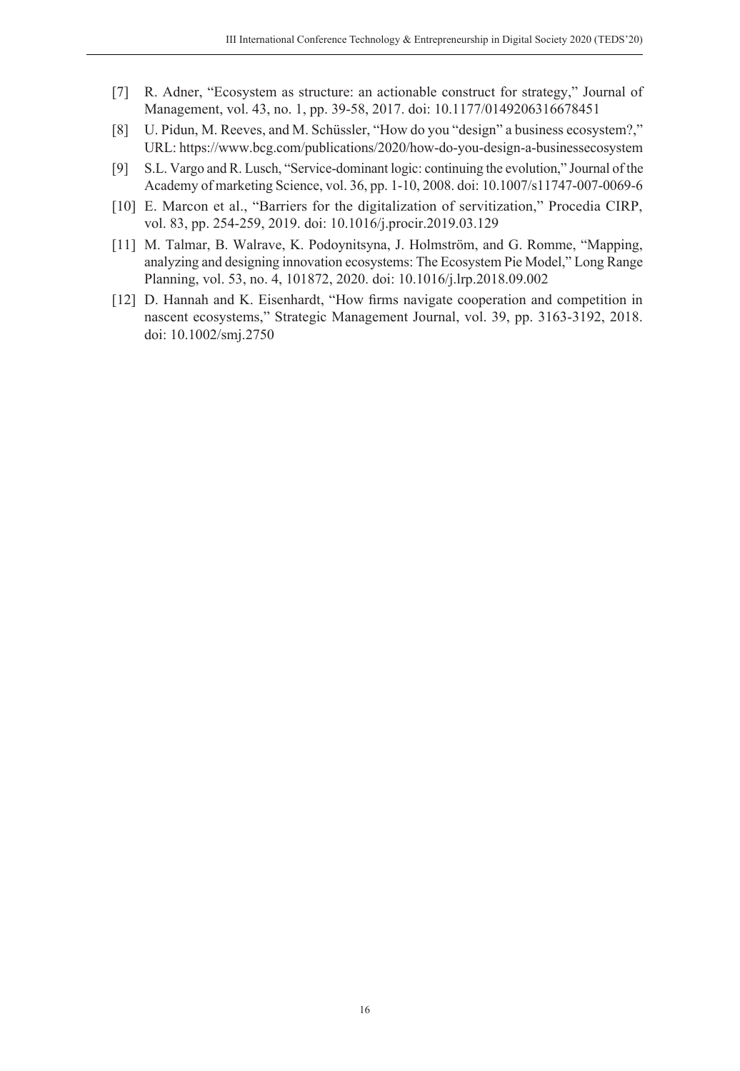[7] R. Adner, "Ecosystem as structure: an actionable construct for strategy," Journal of Management, vol. 43, no. 1, pp. 39-58, 2017. doi: 10.1177/0149206316678451

[8] U. Pidun, M. Reeves, and M. Schüssler, "How do you "design" a business ecosystem?," URL: https://www.bcg.com/publications/2020/how-do-you-design-a-businessecosystem

[9] S.L. Vargo and R. Lusch, "Service-dominant logic: continuing the evolution," Journal of the Academy of marketing Science, vol. 36, pp. 1-10, 2008. doi: 10.1007/s11747-007-0069-6

[10] E. Marcon et al., "Barriers for the digitalization of servitization," Procedia CIRP, vol. 83, pp. 254-259, 2019. doi: 10.1016/j.procir.2019.03.129

[11] M. Talmar, B. Walrave, K. Podoynitsyna, J. Holmström, and G. Romme, "Mapping, analyzing and designing innovation ecosystems: The Ecosystem Pie Model," Long Range Planning, vol. 53, no. 4, 101872, 2020. doi: 10.1016/j.lrp.2018.09.002

[12] D. Hannah and K. Eisenhardt, "How firms navigate cooperation and competition in nascent ecosystems," Strategic Management Journal, vol. 39, pp. 3163-3192, 2018. doi: 10.1002/smj.2750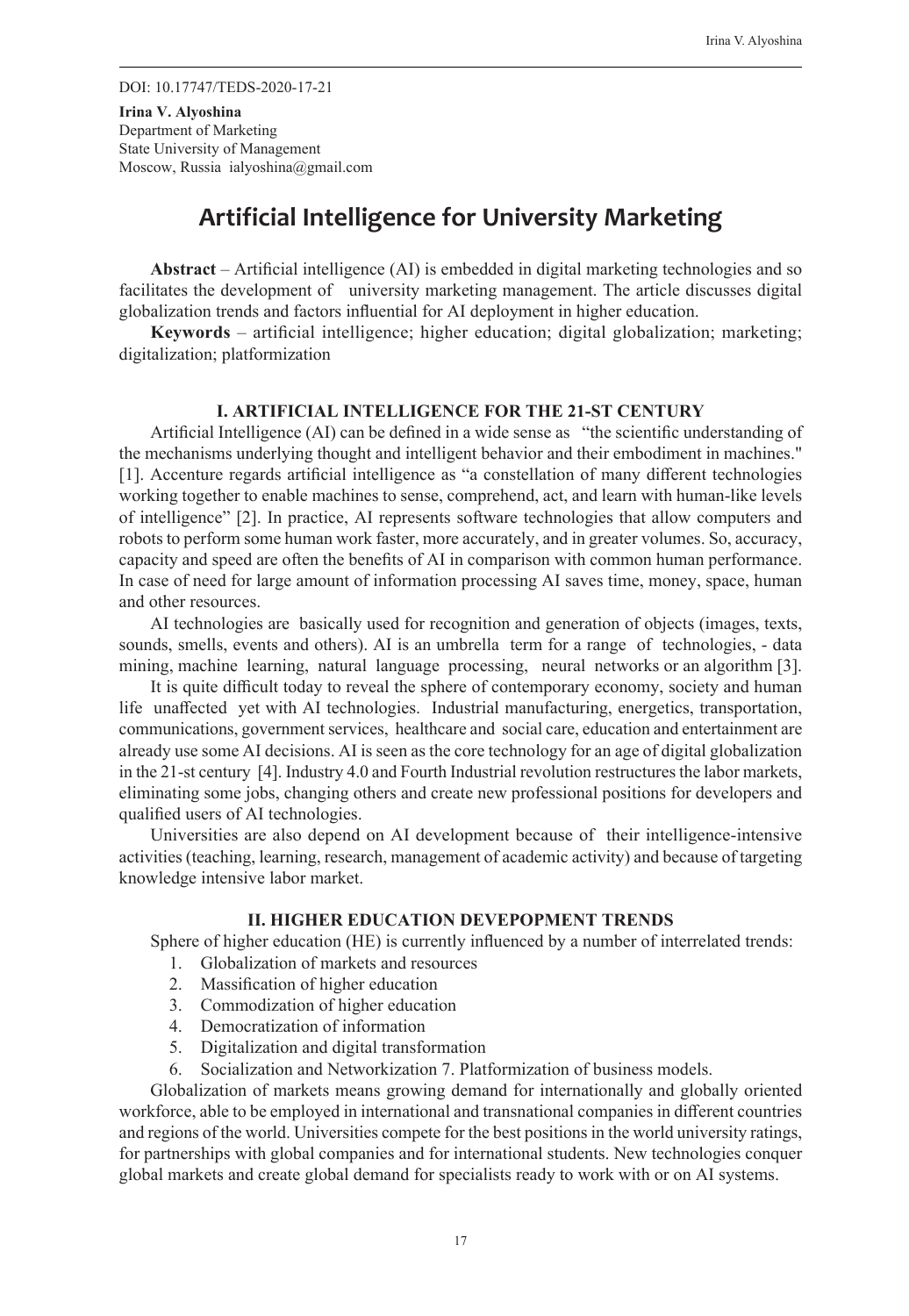DOI: 10.17747/TEDS-2020-17-21

**Irina V. Alyoshina**
Department of Marketing
State University of Management
Moscow, Russia ialyoshina@gmail.com

# Artificial Intelligence for University Marketing

**Abstract** – Artificial intelligence (AI) is embedded in digital marketing technologies and so facilitates the development of university marketing management. The article discusses digital globalization trends and factors influential for AI deployment in higher education.

**Keywords** – artificial intelligence; higher education; digital globalization; marketing; digitalization; platformization

## I. ARTIFICIAL INTELLIGENCE FOR THE 21-ST CENTURY

Artificial Intelligence (AI) can be defined in a wide sense as "the scientific understanding of the mechanisms underlying thought and intelligent behavior and their embodiment in machines." [1]. Accenture regards artificial intelligence as "a constellation of many different technologies working together to enable machines to sense, comprehend, act, and learn with human-like levels of intelligence" [2]. In practice, AI represents software technologies that allow computers and robots to perform some human work faster, more accurately, and in greater volumes. So, accuracy, capacity and speed are often the benefits of AI in comparison with common human performance. In case of need for large amount of information processing AI saves time, money, space, human and other resources.

AI technologies are basically used for recognition and generation of objects (images, texts, sounds, smells, events and others). AI is an umbrella term for a range of technologies, - data mining, machine learning, natural language processing, neural networks or an algorithm [3].

It is quite difficult today to reveal the sphere of contemporary economy, society and human life unaffected yet with AI technologies. Industrial manufacturing, energetics, transportation, communications, government services, healthcare and social care, education and entertainment are already use some AI decisions. AI is seen as the core technology for an age of digital globalization in the 21-st century [4]. Industry 4.0 and Fourth Industrial revolution restructures the labor markets, eliminating some jobs, changing others and create new professional positions for developers and qualified users of AI technologies.

Universities are also depend on AI development because of their intelligence-intensive activities (teaching, learning, research, management of academic activity) and because of targeting knowledge intensive labor market.

## II. HIGHER EDUCATION DEVEPOPMENT TRENDS

Sphere of higher education (HE) is currently influenced by a number of interrelated trends:

1. Globalization of markets and resources
2. Massification of higher education
3. Commodization of higher education
4. Democratization of information
5. Digitalization and digital transformation
6. Socialization and Networkization 7. Platformization of business models.

Globalization of markets means growing demand for internationally and globally oriented workforce, able to be employed in international and transnational companies in different countries and regions of the world. Universities compete for the best positions in the world university ratings, for partnerships with global companies and for international students. New technologies conquer global markets and create global demand for specialists ready to work with or on AI systems.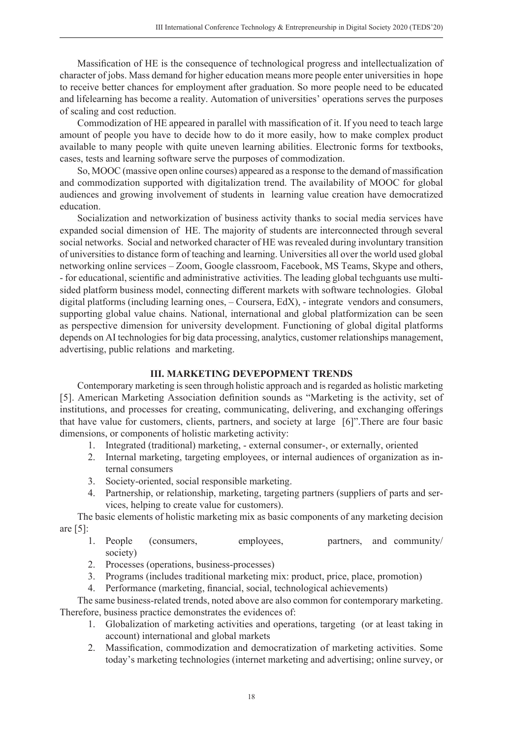Massification of HE is the consequence of technological progress and intellectualization of character of jobs. Mass demand for higher education means more people enter universities in hope to receive better chances for employment after graduation. So more people need to be educated and lifelearning has become a reality. Automation of universities' operations serves the purposes of scaling and cost reduction.

Commodization of HE appeared in parallel with massification of it. If you need to teach large amount of people you have to decide how to do it more easily, how to make complex product available to many people with quite uneven learning abilities. Electronic forms for textbooks, cases, tests and learning software serve the purposes of commodization.

So, MOOC (massive open online courses) appeared as a response to the demand of massification and commodization supported with digitalization trend. The availability of MOOC for global audiences and growing involvement of students in learning value creation have democratized education.

Socialization and networkization of business activity thanks to social media services have expanded social dimension of HE. The majority of students are interconnected through several social networks. Social and networked character of HE was revealed during involuntary transition of universities to distance form of teaching and learning. Universities all over the world used global networking online services – Zoom, Google classroom, Facebook, MS Teams, Skype and others, - for educational, scientific and administrative activities. The leading global techguants use multi-sided platform business model, connecting different markets with software technologies. Global digital platforms (including learning ones, – Coursera, EdX), - integrate vendors and consumers, supporting global value chains. National, international and global platformization can be seen as perspective dimension for university development. Functioning of global digital platforms depends on AI technologies for big data processing, analytics, customer relationships management, advertising, public relations and marketing.

## III. MARKETING DEVEPOPMENT TRENDS

Contemporary marketing is seen through holistic approach and is regarded as holistic marketing [5]. American Marketing Association definition sounds as "Marketing is the activity, set of institutions, and processes for creating, communicating, delivering, and exchanging offerings that have value for customers, clients, partners, and society at large [6]".There are four basic dimensions, or components of holistic marketing activity:

1. Integrated (traditional) marketing, - external consumer-, or externally, oriented
2. Internal marketing, targeting employees, or internal audiences of organization as internal consumers
3. Society-oriented, social responsible marketing.
4. Partnership, or relationship, marketing, targeting partners (suppliers of parts and services, helping to create value for customers).

The basic elements of holistic marketing mix as basic components of any marketing decision are [5]:

1. People (consumers, employees, partners, and community/ society)
2. Processes (operations, business-processes)
3. Programs (includes traditional marketing mix: product, price, place, promotion)
4. Performance (marketing, financial, social, technological achievements)

The same business-related trends, noted above are also common for contemporary marketing. Therefore, business practice demonstrates the evidences of:

1. Globalization of marketing activities and operations, targeting (or at least taking in account) international and global markets
2. Massification, commodization and democratization of marketing activities. Some today's marketing technologies (internet marketing and advertising; online survey, or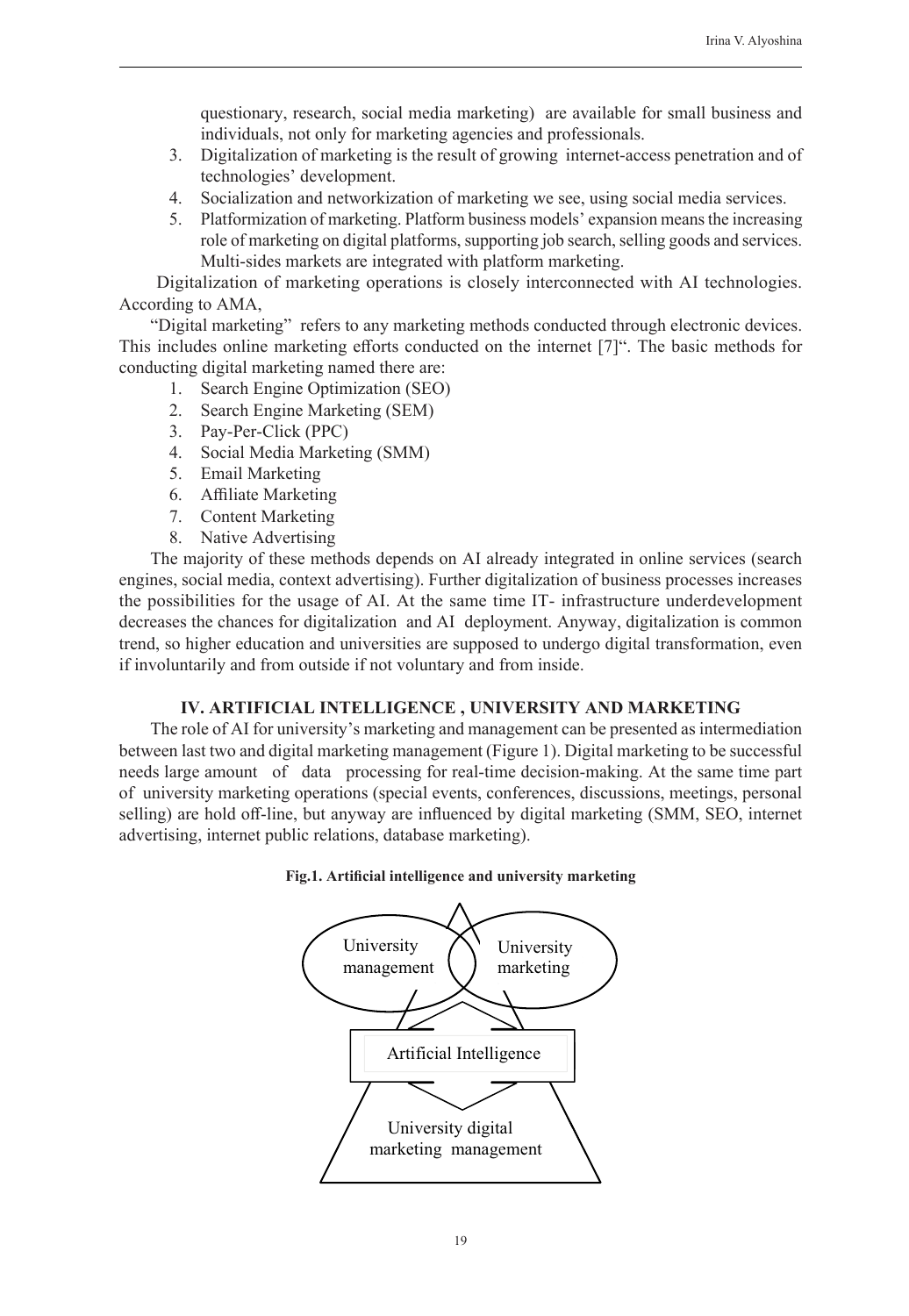questionary, research, social media marketing) are available for small business and individuals, not only for marketing agencies and professionals.

3. Digitalization of marketing is the result of growing internet-access penetration and of technologies' development.
4. Socialization and networkization of marketing we see, using social media services.
5. Platformization of marketing. Platform business models' expansion means the increasing role of marketing on digital platforms, supporting job search, selling goods and services. Multi-sides markets are integrated with platform marketing.

Digitalization of marketing operations is closely interconnected with AI technologies. According to AMA,

"Digital marketing" refers to any marketing methods conducted through electronic devices. This includes online marketing efforts conducted on the internet [7]". The basic methods for conducting digital marketing named there are:

1. Search Engine Optimization (SEO)
2. Search Engine Marketing (SEM)
3. Pay-Per-Click (PPC)
4. Social Media Marketing (SMM)
5. Email Marketing
6. Affiliate Marketing
7. Content Marketing
8. Native Advertising

The majority of these methods depends on AI already integrated in online services (search engines, social media, context advertising). Further digitalization of business processes increases the possibilities for the usage of AI. At the same time IT- infrastructure underdevelopment decreases the chances for digitalization and AI deployment. Anyway, digitalization is common trend, so higher education and universities are supposed to undergo digital transformation, even if involuntarily and from outside if not voluntary and from inside.

## IV. ARTIFICIAL INTELLIGENCE , UNIVERSITY AND MARKETING

The role of AI for university's marketing and management can be presented as intermediation between last two and digital marketing management (Figure 1). Digital marketing to be successful needs large amount of data processing for real-time decision-making. At the same time part of university marketing operations (special events, conferences, discussions, meetings, personal selling) are hold off-line, but anyway are influenced by digital marketing (SMM, SEO, internet advertising, internet public relations, database marketing).

**Fig.1. Artificial intelligence and university marketing**

University management

University marketing

Artificial Intelligence

University digital marketing management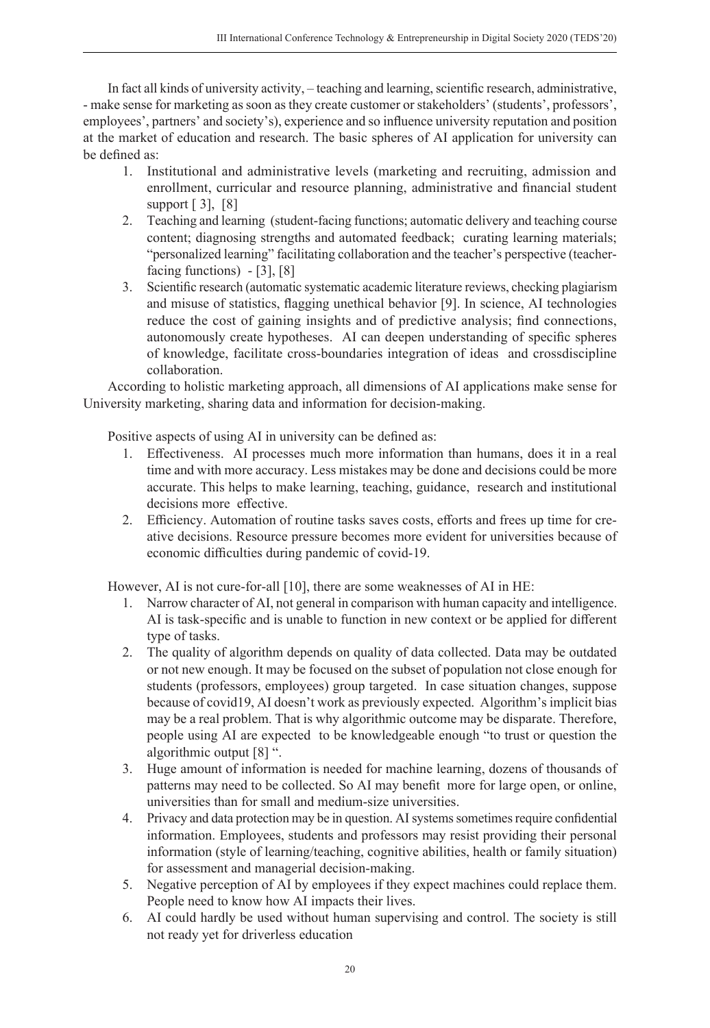In fact all kinds of university activity, – teaching and learning, scientific research, administrative, - make sense for marketing as soon as they create customer or stakeholders' (students', professors', employees', partners' and society's), experience and so influence university reputation and position at the market of education and research. The basic spheres of AI application for university can be defined as:

1. Institutional and administrative levels (marketing and recruiting, admission and enrollment, curricular and resource planning, administrative and financial student support [ 3], [8]
2. Teaching and learning (student-facing functions; automatic delivery and teaching course content; diagnosing strengths and automated feedback; curating learning materials; "personalized learning" facilitating collaboration and the teacher's perspective (teacher-facing functions) - [3], [8]
3. Scientific research (automatic systematic academic literature reviews, checking plagiarism and misuse of statistics, flagging unethical behavior [9]. In science, AI technologies reduce the cost of gaining insights and of predictive analysis; find connections, autonomously create hypotheses. AI can deepen understanding of specific spheres of knowledge, facilitate cross-boundaries integration of ideas and crossdiscipline collaboration.

According to holistic marketing approach, all dimensions of AI applications make sense for University marketing, sharing data and information for decision-making.

Positive aspects of using AI in university can be defined as:

1. Effectiveness. AI processes much more information than humans, does it in a real time and with more accuracy. Less mistakes may be done and decisions could be more accurate. This helps to make learning, teaching, guidance, research and institutional decisions more effective.
2. Efficiency. Automation of routine tasks saves costs, efforts and frees up time for creative decisions. Resource pressure becomes more evident for universities because of economic difficulties during pandemic of covid-19.

However, AI is not cure-for-all [10], there are some weaknesses of AI in HE:

1. Narrow character of AI, not general in comparison with human capacity and intelligence. AI is task-specific and is unable to function in new context or be applied for different type of tasks.
2. The quality of algorithm depends on quality of data collected. Data may be outdated or not new enough. It may be focused on the subset of population not close enough for students (professors, employees) group targeted. In case situation changes, suppose because of covid19, AI doesn't work as previously expected. Algorithm's implicit bias may be a real problem. That is why algorithmic outcome may be disparate. Therefore, people using AI are expected to be knowledgeable enough "to trust or question the algorithmic output [8] ".
3. Huge amount of information is needed for machine learning, dozens of thousands of patterns may need to be collected. So AI may benefit more for large open, or online, universities than for small and medium-size universities.
4. Privacy and data protection may be in question. AI systems sometimes require confidential information. Employees, students and professors may resist providing their personal information (style of learning/teaching, cognitive abilities, health or family situation) for assessment and managerial decision-making.
5. Negative perception of AI by employees if they expect machines could replace them. People need to know how AI impacts their lives.
6. AI could hardly be used without human supervising and control. The society is still not ready yet for driverless education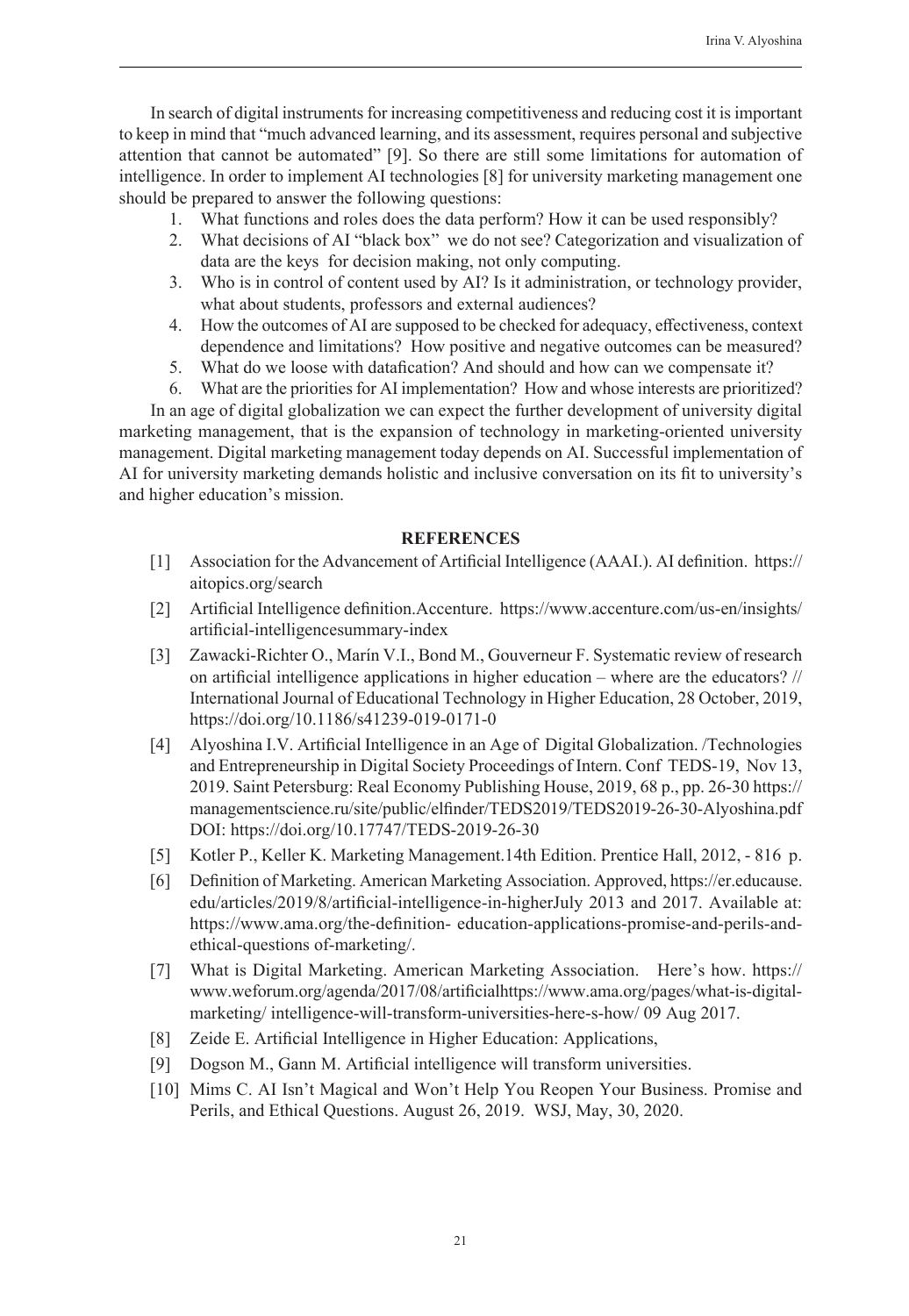In search of digital instruments for increasing competitiveness and reducing cost it is important to keep in mind that "much advanced learning, and its assessment, requires personal and subjective attention that cannot be automated" [9]. So there are still some limitations for automation of intelligence. In order to implement AI technologies [8] for university marketing management one should be prepared to answer the following questions:

1. What functions and roles does the data perform? How it can be used responsibly?
2. What decisions of AI "black box" we do not see? Categorization and visualization of data are the keys for decision making, not only computing.
3. Who is in control of content used by AI? Is it administration, or technology provider, what about students, professors and external audiences?
4. How the outcomes of AI are supposed to be checked for adequacy, effectiveness, context dependence and limitations? How positive and negative outcomes can be measured?
5. What do we loose with datafication? And should and how can we compensate it?
6. What are the priorities for AI implementation? How and whose interests are prioritized?

In an age of digital globalization we can expect the further development of university digital marketing management, that is the expansion of technology in marketing-oriented university management. Digital marketing management today depends on AI. Successful implementation of AI for university marketing demands holistic and inclusive conversation on its fit to university's and higher education's mission.

## REFERENCES

[1] Association for the Advancement of Artificial Intelligence (AAAI.). AI definition. https://aitopics.org/search

[2] Artificial Intelligence definition.Accenture. https://www.accenture.com/us-en/insights/artificial-intelligencesummary-index

[3] Zawacki-Richter O., Marín V.I., Bond M., Gouverneur F. Systematic review of research on artificial intelligence applications in higher education – where are the educators? // International Journal of Educational Technology in Higher Education, 28 October, 2019, https://doi.org/10.1186/s41239-019-0171-0

[4] Alyoshina I.V. Artificial Intelligence in an Age of Digital Globalization. /Technologies and Entrepreneurship in Digital Society Proceedings of Intern. Conf TEDS-19, Nov 13, 2019. Saint Petersburg: Real Economy Publishing House, 2019, 68 p., pp. 26-30 https://managementscience.ru/site/public/elfinder/TEDS2019/TEDS2019-26-30-Alyoshina.pdf DOI: https://doi.org/10.17747/TEDS-2019-26-30

[5] Kotler P., Keller K. Marketing Management.14th Edition. Prentice Hall, 2012, - 816 p.

[6] Definition of Marketing. American Marketing Association. Approved, https://er.educause.edu/articles/2019/8/artificial-intelligence-in-higherJuly 2013 and 2017. Available at: https://www.ama.org/the-definition- education-applications-promise-and-perils-and-ethical-questions of-marketing/.

[7] What is Digital Marketing. American Marketing Association. Here's how. https://www.weforum.org/agenda/2017/08/artificialhttps://www.ama.org/pages/what-is-digital-marketing/ intelligence-will-transform-universities-here-s-how/ 09 Aug 2017.

[8] Zeide E. Artificial Intelligence in Higher Education: Applications,

[9] Dogson M., Gann M. Artificial intelligence will transform universities.

[10] Mims C. AI Isn't Magical and Won't Help You Reopen Your Business. Promise and Perils, and Ethical Questions. August 26, 2019. WSJ, May, 30, 2020.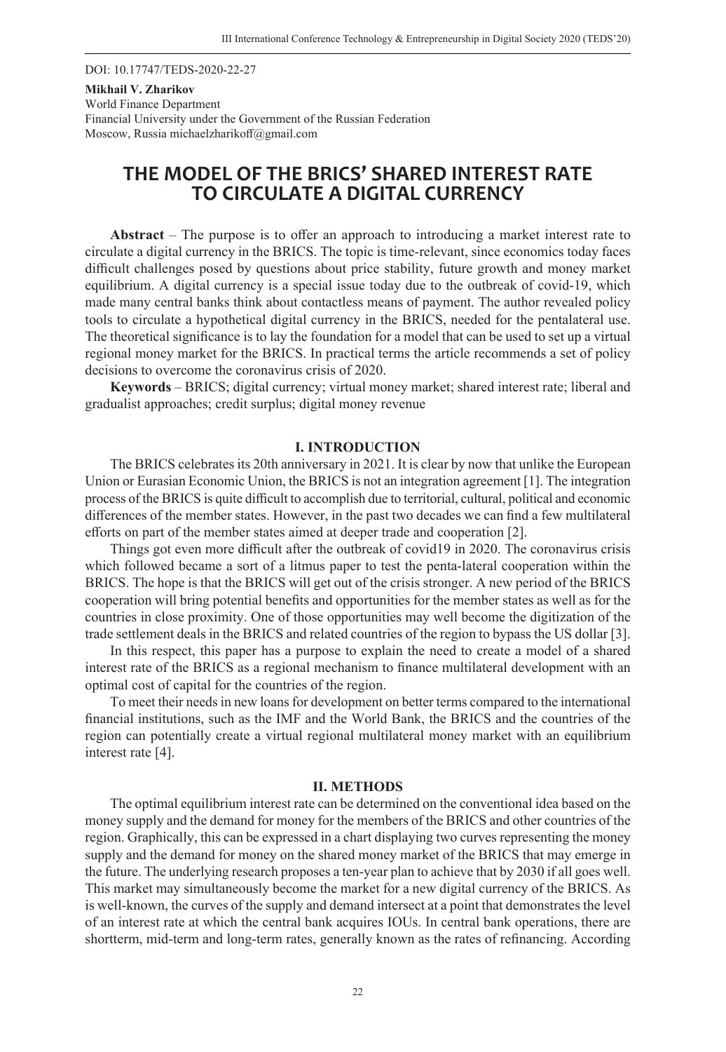DOI: 10.17747/TEDS-2020-22-27

**Mikhail V. Zharikov**
World Finance Department
Financial University under the Government of the Russian Federation
Moscow, Russia michaelzharikoff@gmail.com

# THE MODEL OF THE BRICS' SHARED INTEREST RATE TO CIRCULATE A DIGITAL CURRENCY

**Abstract** – The purpose is to offer an approach to introducing a market interest rate to circulate a digital currency in the BRICS. The topic is time-relevant, since economics today faces difficult challenges posed by questions about price stability, future growth and money market equilibrium. A digital currency is a special issue today due to the outbreak of covid-19, which made many central banks think about contactless means of payment. The author revealed policy tools to circulate a hypothetical digital currency in the BRICS, needed for the pentalateral use. The theoretical significance is to lay the foundation for a model that can be used to set up a virtual regional money market for the BRICS. In practical terms the article recommends a set of policy decisions to overcome the coronavirus crisis of 2020.

**Keywords** – BRICS; digital currency; virtual money market; shared interest rate; liberal and gradualist approaches; credit surplus; digital money revenue

## I. INTRODUCTION

The BRICS celebrates its 20th anniversary in 2021. It is clear by now that unlike the European Union or Eurasian Economic Union, the BRICS is not an integration agreement [1]. The integration process of the BRICS is quite difficult to accomplish due to territorial, cultural, political and economic differences of the member states. However, in the past two decades we can find a few multilateral efforts on part of the member states aimed at deeper trade and cooperation [2].

Things got even more difficult after the outbreak of covid19 in 2020. The coronavirus crisis which followed became a sort of a litmus paper to test the penta-lateral cooperation within the BRICS. The hope is that the BRICS will get out of the crisis stronger. A new period of the BRICS cooperation will bring potential benefits and opportunities for the member states as well as for the countries in close proximity. One of those opportunities may well become the digitization of the trade settlement deals in the BRICS and related countries of the region to bypass the US dollar [3].

In this respect, this paper has a purpose to explain the need to create a model of a shared interest rate of the BRICS as a regional mechanism to finance multilateral development with an optimal cost of capital for the countries of the region.

To meet their needs in new loans for development on better terms compared to the international financial institutions, such as the IMF and the World Bank, the BRICS and the countries of the region can potentially create a virtual regional multilateral money market with an equilibrium interest rate [4].

## II. METHODS

The optimal equilibrium interest rate can be determined on the conventional idea based on the money supply and the demand for money for the members of the BRICS and other countries of the region. Graphically, this can be expressed in a chart displaying two curves representing the money supply and the demand for money on the shared money market of the BRICS that may emerge in the future. The underlying research proposes a ten-year plan to achieve that by 2030 if all goes well. This market may simultaneously become the market for a new digital currency of the BRICS. As is well-known, the curves of the supply and demand intersect at a point that demonstrates the level of an interest rate at which the central bank acquires IOUs. In central bank operations, there are shortterm, mid-term and long-term rates, generally known as the rates of refinancing. According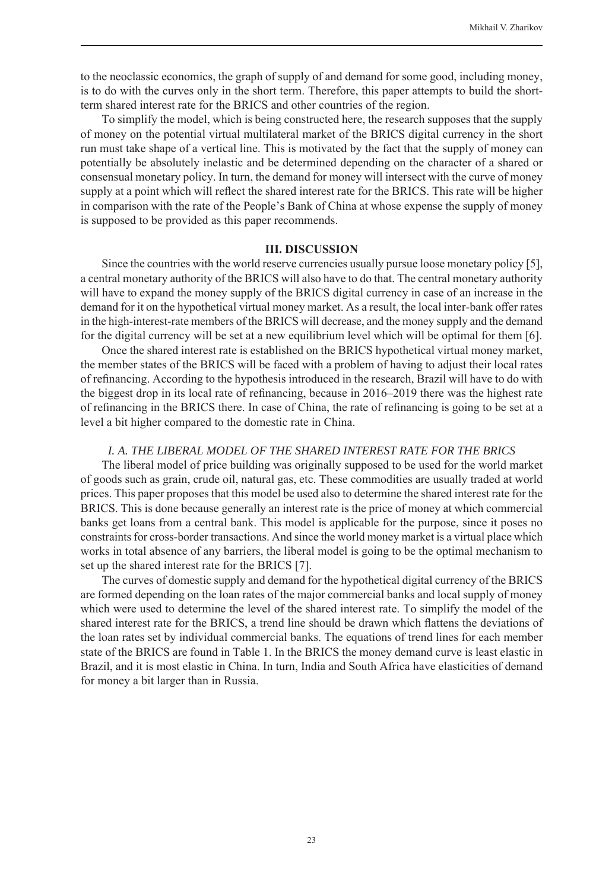to the neoclassic economics, the graph of supply of and demand for some good, including money, is to do with the curves only in the short term. Therefore, this paper attempts to build the short-term shared interest rate for the BRICS and other countries of the region.

To simplify the model, which is being constructed here, the research supposes that the supply of money on the potential virtual multilateral market of the BRICS digital currency in the short run must take shape of a vertical line. This is motivated by the fact that the supply of money can potentially be absolutely inelastic and be determined depending on the character of a shared or consensual monetary policy. In turn, the demand for money will intersect with the curve of money supply at a point which will reflect the shared interest rate for the BRICS. This rate will be higher in comparison with the rate of the People's Bank of China at whose expense the supply of money is supposed to be provided as this paper recommends.

## III. DISCUSSION

Since the countries with the world reserve currencies usually pursue loose monetary policy [5], a central monetary authority of the BRICS will also have to do that. The central monetary authority will have to expand the money supply of the BRICS digital currency in case of an increase in the demand for it on the hypothetical virtual money market. As a result, the local inter-bank offer rates in the high-interest-rate members of the BRICS will decrease, and the money supply and the demand for the digital currency will be set at a new equilibrium level which will be optimal for them [6].

Once the shared interest rate is established on the BRICS hypothetical virtual money market, the member states of the BRICS will be faced with a problem of having to adjust their local rates of refinancing. According to the hypothesis introduced in the research, Brazil will have to do with the biggest drop in its local rate of refinancing, because in 2016–2019 there was the highest rate of refinancing in the BRICS there. In case of China, the rate of refinancing is going to be set at a level a bit higher compared to the domestic rate in China.

### *I. A. THE LIBERAL MODEL OF THE SHARED INTEREST RATE FOR THE BRICS*

The liberal model of price building was originally supposed to be used for the world market of goods such as grain, crude oil, natural gas, etc. These commodities are usually traded at world prices. This paper proposes that this model be used also to determine the shared interest rate for the BRICS. This is done because generally an interest rate is the price of money at which commercial banks get loans from a central bank. This model is applicable for the purpose, since it poses no constraints for cross-border transactions. And since the world money market is a virtual place which works in total absence of any barriers, the liberal model is going to be the optimal mechanism to set up the shared interest rate for the BRICS [7].

The curves of domestic supply and demand for the hypothetical digital currency of the BRICS are formed depending on the loan rates of the major commercial banks and local supply of money which were used to determine the level of the shared interest rate. To simplify the model of the shared interest rate for the BRICS, a trend line should be drawn which flattens the deviations of the loan rates set by individual commercial banks. The equations of trend lines for each member state of the BRICS are found in Table 1. In the BRICS the money demand curve is least elastic in Brazil, and it is most elastic in China. In turn, India and South Africa have elasticities of demand for money a bit larger than in Russia.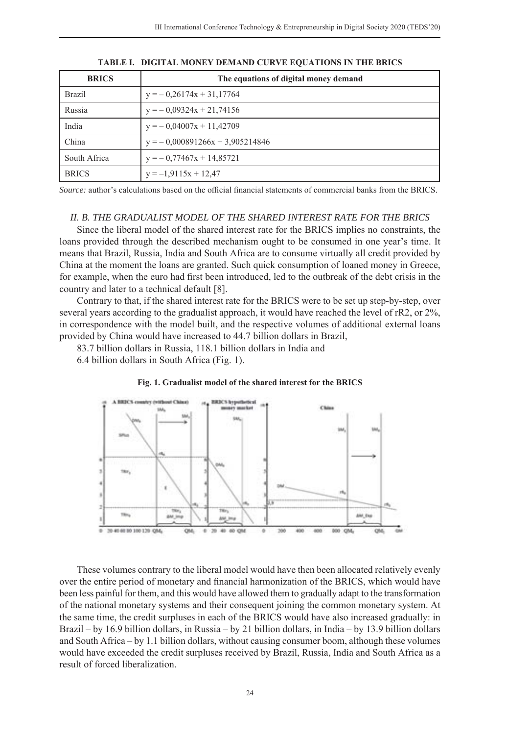**TABLE I. DIGITAL MONEY DEMAND CURVE EQUATIONS IN THE BRICS**

| BRICS | The equations of digital money demand |
|---|---|
| Brazil | $y = -0{,}26174x + 31{,}17764$ |
| Russia | $y = -0{,}09324x + 21{,}74156$ |
| India | $y = -0{,}04007x + 11{,}42709$ |
| China | $y = -0{,}000891266x + 3{,}905214846$ |
| South Africa | $y = -0{,}77467x + 14{,}85721$ |
| BRICS | $y = -1{,}9115x + 12{,}47$ |

*Source:* author's calculations based on the official financial statements of commercial banks from the BRICS.

### *II. B. THE GRADUALIST MODEL OF THE SHARED INTEREST RATE FOR THE BRICS*

Since the liberal model of the shared interest rate for the BRICS implies no constraints, the loans provided through the described mechanism ought to be consumed in one year's time. It means that Brazil, Russia, India and South Africa are to consume virtually all credit provided by China at the moment the loans are granted. Such quick consumption of loaned money in Greece, for example, when the euro had first been introduced, led to the outbreak of the debt crisis in the country and later to a technical default [8].

Contrary to that, if the shared interest rate for the BRICS were to be set up step-by-step, over several years according to the gradualist approach, it would have reached the level of rR2, or 2%, in correspondence with the model built, and the respective volumes of additional external loans provided by China would have increased to 44.7 billion dollars in Brazil,

83.7 billion dollars in Russia, 118.1 billion dollars in India and

6.4 billion dollars in South Africa (Fig. 1).

**Fig. 1. Gradualist model of the shared interest for the BRICS**

These volumes contrary to the liberal model would have then been allocated relatively evenly over the entire period of monetary and financial harmonization of the BRICS, which would have been less painful for them, and this would have allowed them to gradually adapt to the transformation of the national monetary systems and their consequent joining the common monetary system. At the same time, the credit surpluses in each of the BRICS would have also increased gradually: in Brazil – by 16.9 billion dollars, in Russia – by 21 billion dollars, in India – by 13.9 billion dollars and South Africa – by 1.1 billion dollars, without causing consumer boom, although these volumes would have exceeded the credit surpluses received by Brazil, Russia, India and South Africa as a result of forced liberalization.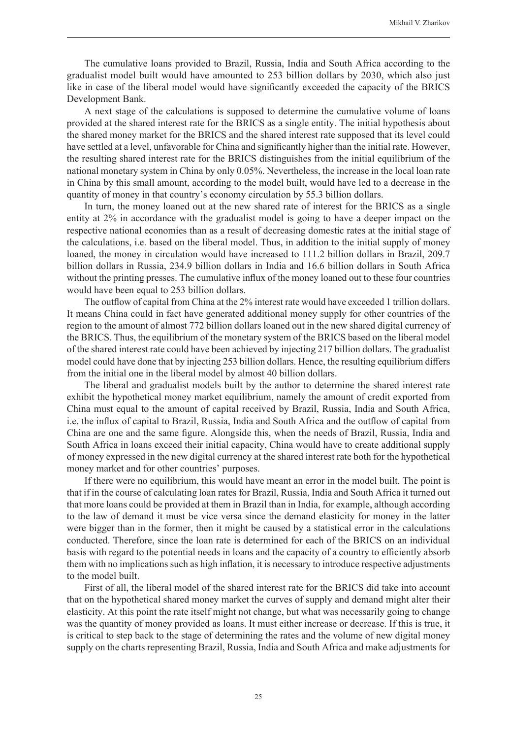The cumulative loans provided to Brazil, Russia, India and South Africa according to the gradualist model built would have amounted to 253 billion dollars by 2030, which also just like in case of the liberal model would have significantly exceeded the capacity of the BRICS Development Bank.

A next stage of the calculations is supposed to determine the cumulative volume of loans provided at the shared interest rate for the BRICS as a single entity. The initial hypothesis about the shared money market for the BRICS and the shared interest rate supposed that its level could have settled at a level, unfavorable for China and significantly higher than the initial rate. However, the resulting shared interest rate for the BRICS distinguishes from the initial equilibrium of the national monetary system in China by only 0.05%. Nevertheless, the increase in the local loan rate in China by this small amount, according to the model built, would have led to a decrease in the quantity of money in that country's economy circulation by 55.3 billion dollars.

In turn, the money loaned out at the new shared rate of interest for the BRICS as a single entity at 2% in accordance with the gradualist model is going to have a deeper impact on the respective national economies than as a result of decreasing domestic rates at the initial stage of the calculations, i.e. based on the liberal model. Thus, in addition to the initial supply of money loaned, the money in circulation would have increased to 111.2 billion dollars in Brazil, 209.7 billion dollars in Russia, 234.9 billion dollars in India and 16.6 billion dollars in South Africa without the printing presses. The cumulative influx of the money loaned out to these four countries would have been equal to 253 billion dollars.

The outflow of capital from China at the 2% interest rate would have exceeded 1 trillion dollars. It means China could in fact have generated additional money supply for other countries of the region to the amount of almost 772 billion dollars loaned out in the new shared digital currency of the BRICS. Thus, the equilibrium of the monetary system of the BRICS based on the liberal model of the shared interest rate could have been achieved by injecting 217 billion dollars. The gradualist model could have done that by injecting 253 billion dollars. Hence, the resulting equilibrium differs from the initial one in the liberal model by almost 40 billion dollars.

The liberal and gradualist models built by the author to determine the shared interest rate exhibit the hypothetical money market equilibrium, namely the amount of credit exported from China must equal to the amount of capital received by Brazil, Russia, India and South Africa, i.e. the influx of capital to Brazil, Russia, India and South Africa and the outflow of capital from China are one and the same figure. Alongside this, when the needs of Brazil, Russia, India and South Africa in loans exceed their initial capacity, China would have to create additional supply of money expressed in the new digital currency at the shared interest rate both for the hypothetical money market and for other countries' purposes.

If there were no equilibrium, this would have meant an error in the model built. The point is that if in the course of calculating loan rates for Brazil, Russia, India and South Africa it turned out that more loans could be provided at them in Brazil than in India, for example, although according to the law of demand it must be vice versa since the demand elasticity for money in the latter were bigger than in the former, then it might be caused by a statistical error in the calculations conducted. Therefore, since the loan rate is determined for each of the BRICS on an individual basis with regard to the potential needs in loans and the capacity of a country to efficiently absorb them with no implications such as high inflation, it is necessary to introduce respective adjustments to the model built.

First of all, the liberal model of the shared interest rate for the BRICS did take into account that on the hypothetical shared money market the curves of supply and demand might alter their elasticity. At this point the rate itself might not change, but what was necessarily going to change was the quantity of money provided as loans. It must either increase or decrease. If this is true, it is critical to step back to the stage of determining the rates and the volume of new digital money supply on the charts representing Brazil, Russia, India and South Africa and make adjustments for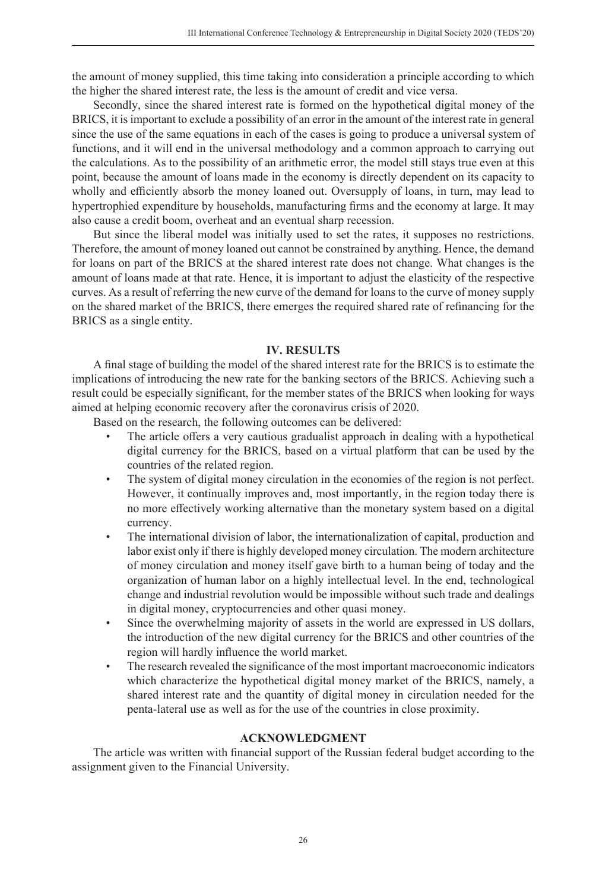the amount of money supplied, this time taking into consideration a principle according to which the higher the shared interest rate, the less is the amount of credit and vice versa.

Secondly, since the shared interest rate is formed on the hypothetical digital money of the BRICS, it is important to exclude a possibility of an error in the amount of the interest rate in general since the use of the same equations in each of the cases is going to produce a universal system of functions, and it will end in the universal methodology and a common approach to carrying out the calculations. As to the possibility of an arithmetic error, the model still stays true even at this point, because the amount of loans made in the economy is directly dependent on its capacity to wholly and efficiently absorb the money loaned out. Oversupply of loans, in turn, may lead to hypertrophied expenditure by households, manufacturing firms and the economy at large. It may also cause a credit boom, overheat and an eventual sharp recession.

But since the liberal model was initially used to set the rates, it supposes no restrictions. Therefore, the amount of money loaned out cannot be constrained by anything. Hence, the demand for loans on part of the BRICS at the shared interest rate does not change. What changes is the amount of loans made at that rate. Hence, it is important to adjust the elasticity of the respective curves. As a result of referring the new curve of the demand for loans to the curve of money supply on the shared market of the BRICS, there emerges the required shared rate of refinancing for the BRICS as a single entity.

## IV. RESULTS

A final stage of building the model of the shared interest rate for the BRICS is to estimate the implications of introducing the new rate for the banking sectors of the BRICS. Achieving such a result could be especially significant, for the member states of the BRICS when looking for ways aimed at helping economic recovery after the coronavirus crisis of 2020.

Based on the research, the following outcomes can be delivered:

- The article offers a very cautious gradualist approach in dealing with a hypothetical digital currency for the BRICS, based on a virtual platform that can be used by the countries of the related region.
- The system of digital money circulation in the economies of the region is not perfect. However, it continually improves and, most importantly, in the region today there is no more effectively working alternative than the monetary system based on a digital currency.
- The international division of labor, the internationalization of capital, production and labor exist only if there is highly developed money circulation. The modern architecture of money circulation and money itself gave birth to a human being of today and the organization of human labor on a highly intellectual level. In the end, technological change and industrial revolution would be impossible without such trade and dealings in digital money, cryptocurrencies and other quasi money.
- Since the overwhelming majority of assets in the world are expressed in US dollars, the introduction of the new digital currency for the BRICS and other countries of the region will hardly influence the world market.
- The research revealed the significance of the most important macroeconomic indicators which characterize the hypothetical digital money market of the BRICS, namely, a shared interest rate and the quantity of digital money in circulation needed for the penta-lateral use as well as for the use of the countries in close proximity.

## ACKNOWLEDGMENT

The article was written with financial support of the Russian federal budget according to the assignment given to the Financial University.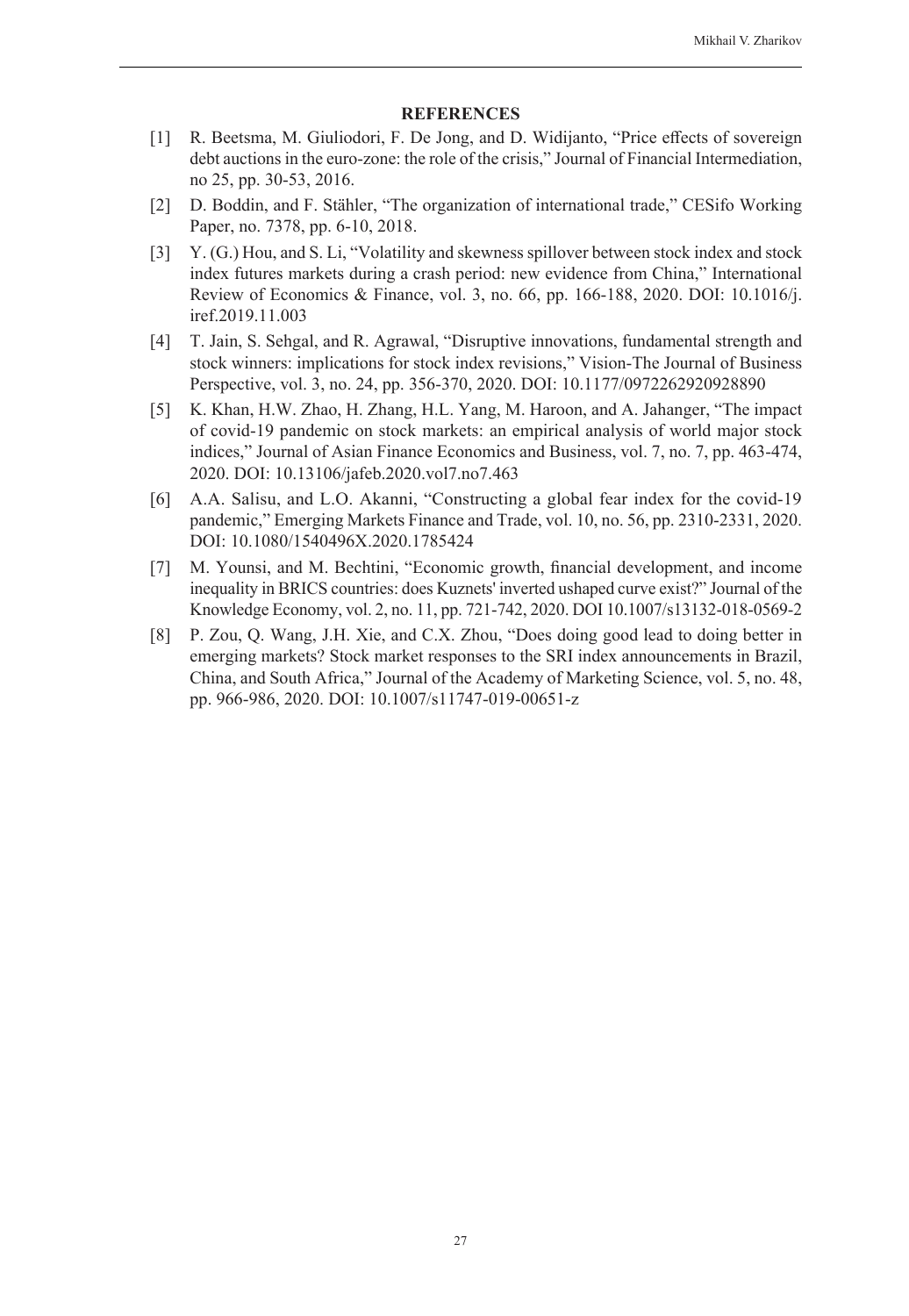## REFERENCES

[1] R. Beetsma, M. Giuliodori, F. De Jong, and D. Widijanto, "Price effects of sovereign debt auctions in the euro-zone: the role of the crisis," Journal of Financial Intermediation, no 25, pp. 30-53, 2016.

[2] D. Boddin, and F. Stähler, "The organization of international trade," CESifo Working Paper, no. 7378, pp. 6-10, 2018.

[3] Y. (G.) Hou, and S. Li, "Volatility and skewness spillover between stock index and stock index futures markets during a crash period: new evidence from China," International Review of Economics & Finance, vol. 3, no. 66, pp. 166-188, 2020. DOI: 10.1016/j.iref.2019.11.003

[4] T. Jain, S. Sehgal, and R. Agrawal, "Disruptive innovations, fundamental strength and stock winners: implications for stock index revisions," Vision-The Journal of Business Perspective, vol. 3, no. 24, pp. 356-370, 2020. DOI: 10.1177/0972262920928890

[5] K. Khan, H.W. Zhao, H. Zhang, H.L. Yang, M. Haroon, and A. Jahanger, "The impact of covid-19 pandemic on stock markets: an empirical analysis of world major stock indices," Journal of Asian Finance Economics and Business, vol. 7, no. 7, pp. 463-474, 2020. DOI: 10.13106/jafeb.2020.vol7.no7.463

[6] A.A. Salisu, and L.O. Akanni, "Constructing a global fear index for the covid-19 pandemic," Emerging Markets Finance and Trade, vol. 10, no. 56, pp. 2310-2331, 2020. DOI: 10.1080/1540496X.2020.1785424

[7] M. Younsi, and M. Bechtini, "Economic growth, financial development, and income inequality in BRICS countries: does Kuznets' inverted ushaped curve exist?" Journal of the Knowledge Economy, vol. 2, no. 11, pp. 721-742, 2020. DOI 10.1007/s13132-018-0569-2

[8] P. Zou, Q. Wang, J.H. Xie, and C.X. Zhou, "Does doing good lead to doing better in emerging markets? Stock market responses to the SRI index announcements in Brazil, China, and South Africa," Journal of the Academy of Marketing Science, vol. 5, no. 48, pp. 966-986, 2020. DOI: 10.1007/s11747-019-00651-z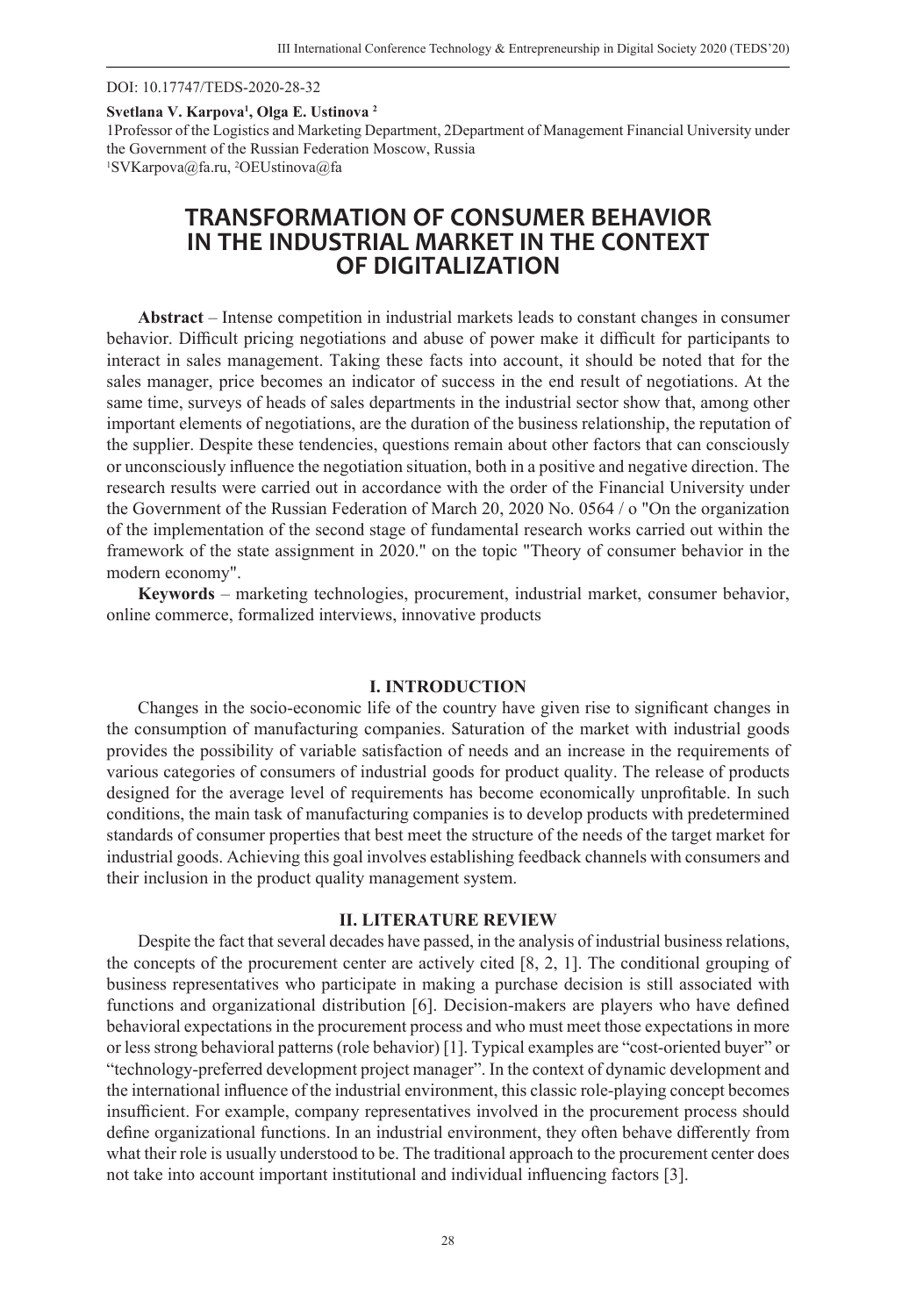DOI: 10.17747/TEDS-2020-28-32

**Svetlana V. Karpova[1], Olga E. Ustinova [2]**

1Professor of the Logistics and Marketing Department, 2Department of Management Financial University under the Government of the Russian Federation Moscow, Russia

[1]SVKarpova@fa.ru, [2]OEUstinova@fa

# TRANSFORMATION OF CONSUMER BEHAVIOR IN THE INDUSTRIAL MARKET IN THE CONTEXT OF DIGITALIZATION

**Abstract** – Intense competition in industrial markets leads to constant changes in consumer behavior. Difficult pricing negotiations and abuse of power make it difficult for participants to interact in sales management. Taking these facts into account, it should be noted that for the sales manager, price becomes an indicator of success in the end result of negotiations. At the same time, surveys of heads of sales departments in the industrial sector show that, among other important elements of negotiations, are the duration of the business relationship, the reputation of the supplier. Despite these tendencies, questions remain about other factors that can consciously or unconsciously influence the negotiation situation, both in a positive and negative direction. The research results were carried out in accordance with the order of the Financial University under the Government of the Russian Federation of March 20, 2020 No. 0564 / o "On the organization of the implementation of the second stage of fundamental research works carried out within the framework of the state assignment in 2020." on the topic "Theory of consumer behavior in the modern economy".

**Keywords** – marketing technologies, procurement, industrial market, consumer behavior, online commerce, formalized interviews, innovative products

## I. INTRODUCTION

Changes in the socio-economic life of the country have given rise to significant changes in the consumption of manufacturing companies. Saturation of the market with industrial goods provides the possibility of variable satisfaction of needs and an increase in the requirements of various categories of consumers of industrial goods for product quality. The release of products designed for the average level of requirements has become economically unprofitable. In such conditions, the main task of manufacturing companies is to develop products with predetermined standards of consumer properties that best meet the structure of the needs of the target market for industrial goods. Achieving this goal involves establishing feedback channels with consumers and their inclusion in the product quality management system.

## II. LITERATURE REVIEW

Despite the fact that several decades have passed, in the analysis of industrial business relations, the concepts of the procurement center are actively cited [8, 2, 1]. The conditional grouping of business representatives who participate in making a purchase decision is still associated with functions and organizational distribution [6]. Decision-makers are players who have defined behavioral expectations in the procurement process and who must meet those expectations in more or less strong behavioral patterns (role behavior) [1]. Typical examples are "cost-oriented buyer" or "technology-preferred development project manager". In the context of dynamic development and the international influence of the industrial environment, this classic role-playing concept becomes insufficient. For example, company representatives involved in the procurement process should define organizational functions. In an industrial environment, they often behave differently from what their role is usually understood to be. The traditional approach to the procurement center does not take into account important institutional and individual influencing factors [3].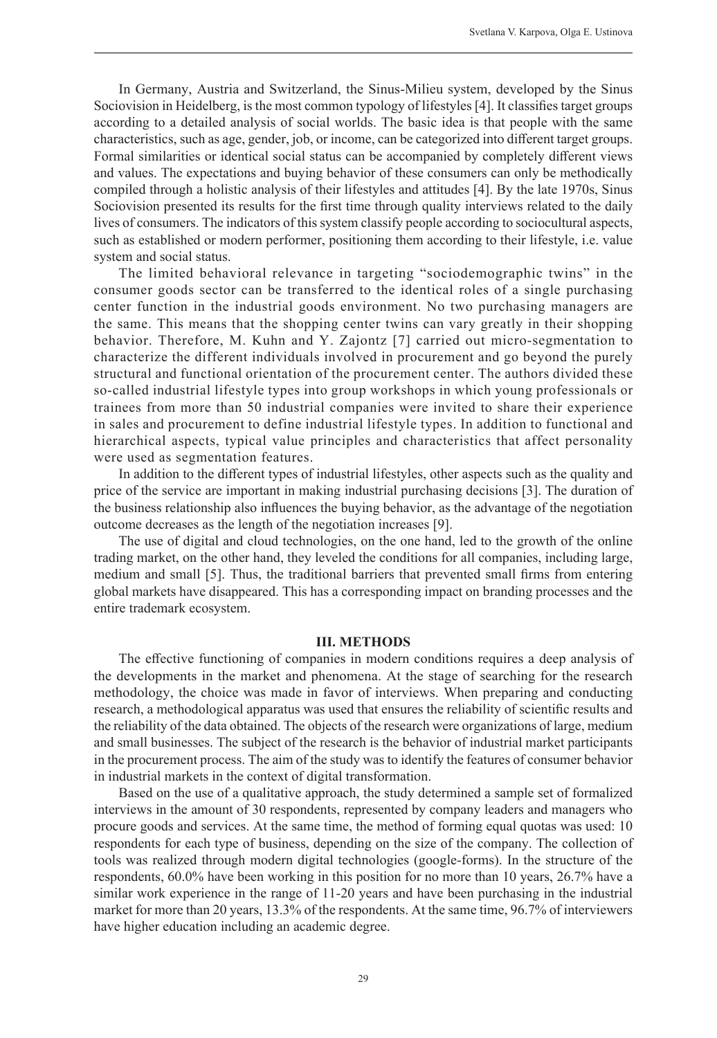In Germany, Austria and Switzerland, the Sinus-Milieu system, developed by the Sinus Sociovision in Heidelberg, is the most common typology of lifestyles [4]. It classifies target groups according to a detailed analysis of social worlds. The basic idea is that people with the same characteristics, such as age, gender, job, or income, can be categorized into different target groups. Formal similarities or identical social status can be accompanied by completely different views and values. The expectations and buying behavior of these consumers can only be methodically compiled through a holistic analysis of their lifestyles and attitudes [4]. By the late 1970s, Sinus Sociovision presented its results for the first time through quality interviews related to the daily lives of consumers. The indicators of this system classify people according to sociocultural aspects, such as established or modern performer, positioning them according to their lifestyle, i.e. value system and social status.

The limited behavioral relevance in targeting "sociodemographic twins" in the consumer goods sector can be transferred to the identical roles of a single purchasing center function in the industrial goods environment. No two purchasing managers are the same. This means that the shopping center twins can vary greatly in their shopping behavior. Therefore, M. Kuhn and Y. Zajontz [7] carried out micro-segmentation to characterize the different individuals involved in procurement and go beyond the purely structural and functional orientation of the procurement center. The authors divided these so-called industrial lifestyle types into group workshops in which young professionals or trainees from more than 50 industrial companies were invited to share their experience in sales and procurement to define industrial lifestyle types. In addition to functional and hierarchical aspects, typical value principles and characteristics that affect personality were used as segmentation features.

In addition to the different types of industrial lifestyles, other aspects such as the quality and price of the service are important in making industrial purchasing decisions [3]. The duration of the business relationship also influences the buying behavior, as the advantage of the negotiation outcome decreases as the length of the negotiation increases [9].

The use of digital and cloud technologies, on the one hand, led to the growth of the online trading market, on the other hand, they leveled the conditions for all companies, including large, medium and small [5]. Thus, the traditional barriers that prevented small firms from entering global markets have disappeared. This has a corresponding impact on branding processes and the entire trademark ecosystem.

## III. METHODS

The effective functioning of companies in modern conditions requires a deep analysis of the developments in the market and phenomena. At the stage of searching for the research methodology, the choice was made in favor of interviews. When preparing and conducting research, a methodological apparatus was used that ensures the reliability of scientific results and the reliability of the data obtained. The objects of the research were organizations of large, medium and small businesses. The subject of the research is the behavior of industrial market participants in the procurement process. The aim of the study was to identify the features of consumer behavior in industrial markets in the context of digital transformation.

Based on the use of a qualitative approach, the study determined a sample set of formalized interviews in the amount of 30 respondents, represented by company leaders and managers who procure goods and services. At the same time, the method of forming equal quotas was used: 10 respondents for each type of business, depending on the size of the company. The collection of tools was realized through modern digital technologies (google-forms). In the structure of the respondents, 60.0% have been working in this position for no more than 10 years, 26.7% have a similar work experience in the range of 11-20 years and have been purchasing in the industrial market for more than 20 years, 13.3% of the respondents. At the same time, 96.7% of interviewers have higher education including an academic degree.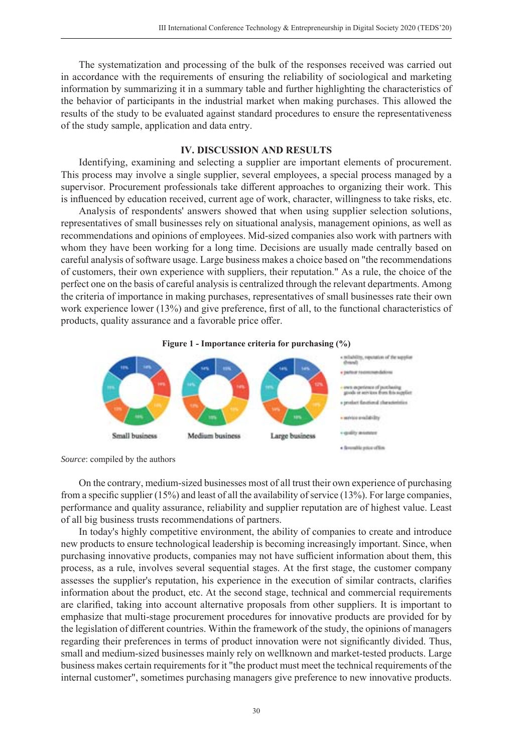The systematization and processing of the bulk of the responses received was carried out in accordance with the requirements of ensuring the reliability of sociological and marketing information by summarizing it in a summary table and further highlighting the characteristics of the behavior of participants in the industrial market when making purchases. This allowed the results of the study to be evaluated against standard procedures to ensure the representativeness of the study sample, application and data entry.

## IV. DISCUSSION AND RESULTS

Identifying, examining and selecting a supplier are important elements of procurement. This process may involve a single supplier, several employees, a special process managed by a supervisor. Procurement professionals take different approaches to organizing their work. This is influenced by education received, current age of work, character, willingness to take risks, etc.

Analysis of respondents' answers showed that when using supplier selection solutions, representatives of small businesses rely on situational analysis, management opinions, as well as recommendations and opinions of employees. Mid-sized companies also work with partners with whom they have been working for a long time. Decisions are usually made centrally based on careful analysis of software usage. Large business makes a choice based on "the recommendations of customers, their own experience with suppliers, their reputation." As a rule, the choice of the perfect one on the basis of careful analysis is centralized through the relevant departments. Among the criteria of importance in making purchases, representatives of small businesses rate their own work experience lower (13%) and give preference, first of all, to the functional characteristics of products, quality assurance and a favorable price offer.

**Figure 1 - Importance criteria for purchasing (%)**

Small business | Medium business | Large business

- reliability, reputation of the supplier (brand)
- partner recommendations
- own experience of purchasing goods or services from this supplier
- product functional characteristics
- service availability
- quality assurance
- favorable price offers

*Source*: compiled by the authors

On the contrary, medium-sized businesses most of all trust their own experience of purchasing from a specific supplier (15%) and least of all the availability of service (13%). For large companies, performance and quality assurance, reliability and supplier reputation are of highest value. Least of all big business trusts recommendations of partners.

In today's highly competitive environment, the ability of companies to create and introduce new products to ensure technological leadership is becoming increasingly important. Since, when purchasing innovative products, companies may not have sufficient information about them, this process, as a rule, involves several sequential stages. At the first stage, the customer company assesses the supplier's reputation, his experience in the execution of similar contracts, clarifies information about the product, etc. At the second stage, technical and commercial requirements are clarified, taking into account alternative proposals from other suppliers. It is important to emphasize that multi-stage procurement procedures for innovative products are provided for by the legislation of different countries. Within the framework of the study, the opinions of managers regarding their preferences in terms of product innovation were not significantly divided. Thus, small and medium-sized businesses mainly rely on wellknown and market-tested products. Large business makes certain requirements for it "the product must meet the technical requirements of the internal customer", sometimes purchasing managers give preference to new innovative products.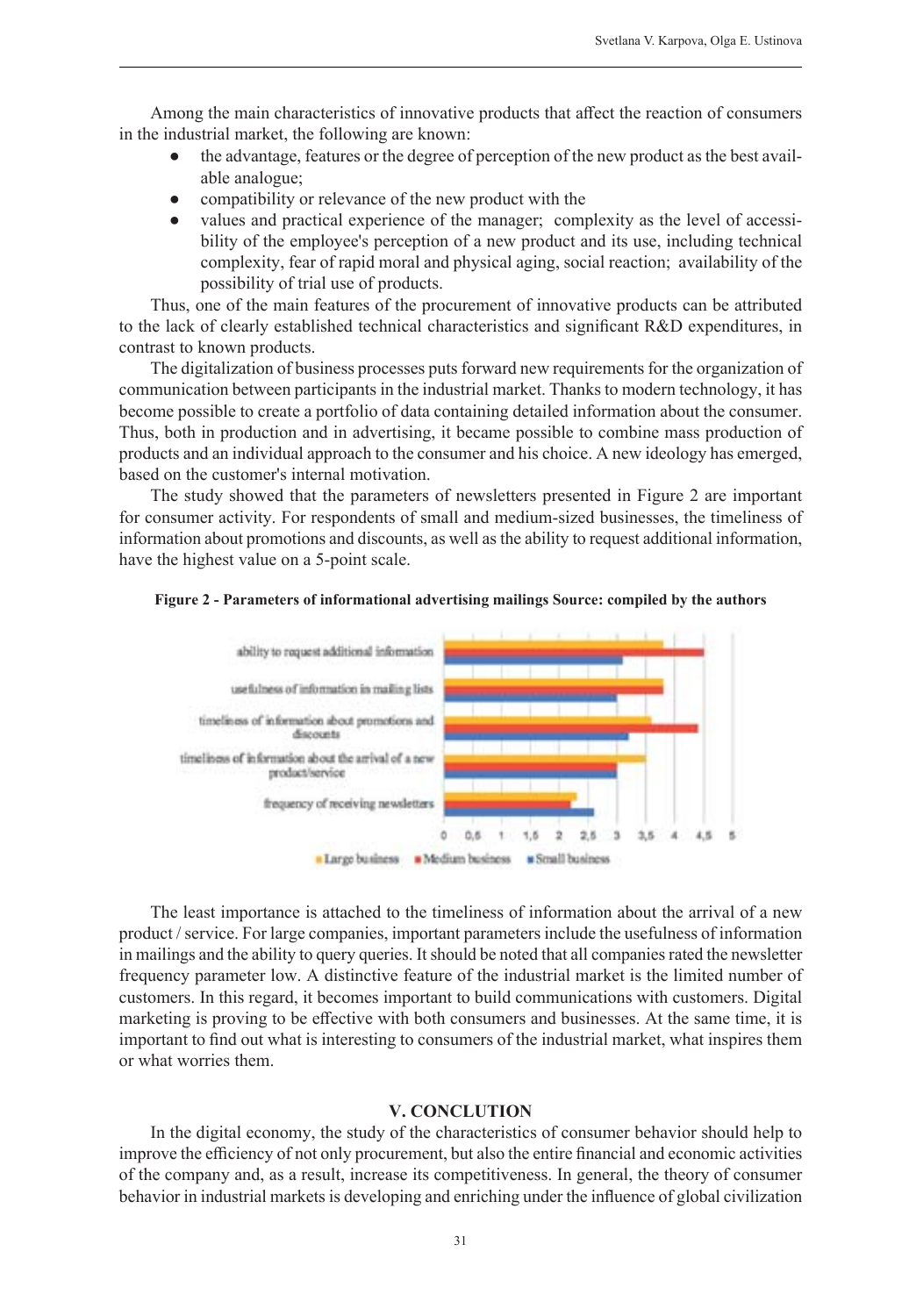Among the main characteristics of innovative products that affect the reaction of consumers in the industrial market, the following are known:

- the advantage, features or the degree of perception of the new product as the best available analogue;
- compatibility or relevance of the new product with the
- values and practical experience of the manager; complexity as the level of accessibility of the employee's perception of a new product and its use, including technical complexity, fear of rapid moral and physical aging, social reaction; availability of the possibility of trial use of products.

Thus, one of the main features of the procurement of innovative products can be attributed to the lack of clearly established technical characteristics and significant R&D expenditures, in contrast to known products.

The digitalization of business processes puts forward new requirements for the organization of communication between participants in the industrial market. Thanks to modern technology, it has become possible to create a portfolio of data containing detailed information about the consumer. Thus, both in production and in advertising, it became possible to combine mass production of products and an individual approach to the consumer and his choice. A new ideology has emerged, based on the customer's internal motivation.

The study showed that the parameters of newsletters presented in Figure 2 are important for consumer activity. For respondents of small and medium-sized businesses, the timeliness of information about promotions and discounts, as well as the ability to request additional information, have the highest value on a 5-point scale.

**Figure 2 - Parameters of informational advertising mailings Source: compiled by the authors**

The least importance is attached to the timeliness of information about the arrival of a new product / service. For large companies, important parameters include the usefulness of information in mailings and the ability to query queries. It should be noted that all companies rated the newsletter frequency parameter low. A distinctive feature of the industrial market is the limited number of customers. In this regard, it becomes important to build communications with customers. Digital marketing is proving to be effective with both consumers and businesses. At the same time, it is important to find out what is interesting to consumers of the industrial market, what inspires them or what worries them.

## V. CONCLUTION

In the digital economy, the study of the characteristics of consumer behavior should help to improve the efficiency of not only procurement, but also the entire financial and economic activities of the company and, as a result, increase its competitiveness. In general, the theory of consumer behavior in industrial markets is developing and enriching under the influence of global civilization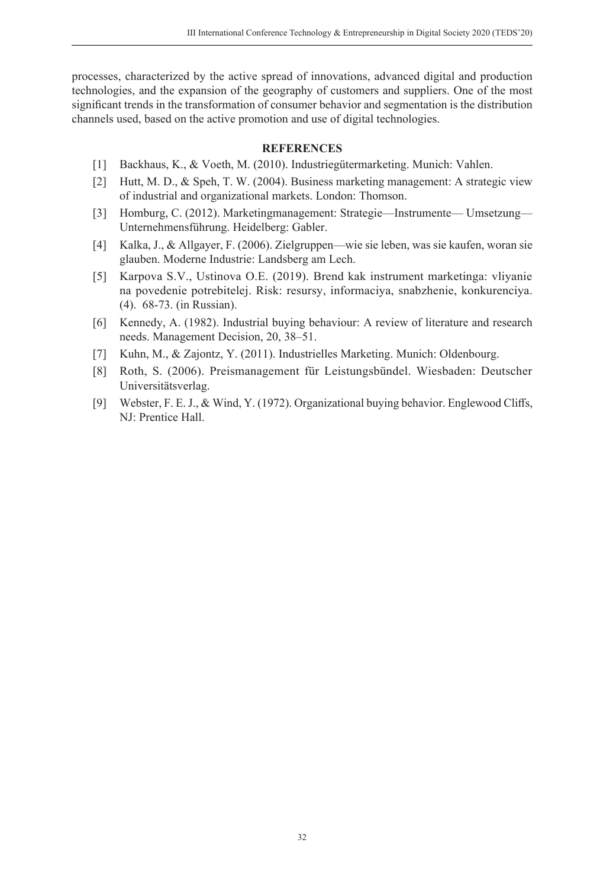processes, characterized by the active spread of innovations, advanced digital and production technologies, and the expansion of the geography of customers and suppliers. One of the most significant trends in the transformation of consumer behavior and segmentation is the distribution channels used, based on the active promotion and use of digital technologies.

## REFERENCES

[1] Backhaus, K., & Voeth, M. (2010). Industriegütermarketing. Munich: Vahlen.

[2] Hutt, M. D., & Speh, T. W. (2004). Business marketing management: A strategic view of industrial and organizational markets. London: Thomson.

[3] Homburg, C. (2012). Marketingmanagement: Strategie—Instrumente— Umsetzung—Unternehmensführung. Heidelberg: Gabler.

[4] Kalka, J., & Allgayer, F. (2006). Zielgruppen—wie sie leben, was sie kaufen, woran sie glauben. Moderne Industrie: Landsberg am Lech.

[5] Karpova S.V., Ustinova O.E. (2019). Brend kak instrument marketinga: vliyanie na povedenie potrebitelej. Risk: resursy, informaciya, snabzhenie, konkurenciya. (4). 68-73. (in Russian).

[6] Kennedy, A. (1982). Industrial buying behaviour: A review of literature and research needs. Management Decision, 20, 38–51.

[7] Kuhn, M., & Zajontz, Y. (2011). Industrielles Marketing. Munich: Oldenbourg.

[8] Roth, S. (2006). Preismanagement für Leistungsbündel. Wiesbaden: Deutscher Universitätsverlag.

[9] Webster, F. E. J., & Wind, Y. (1972). Organizational buying behavior. Englewood Cliffs, NJ: Prentice Hall.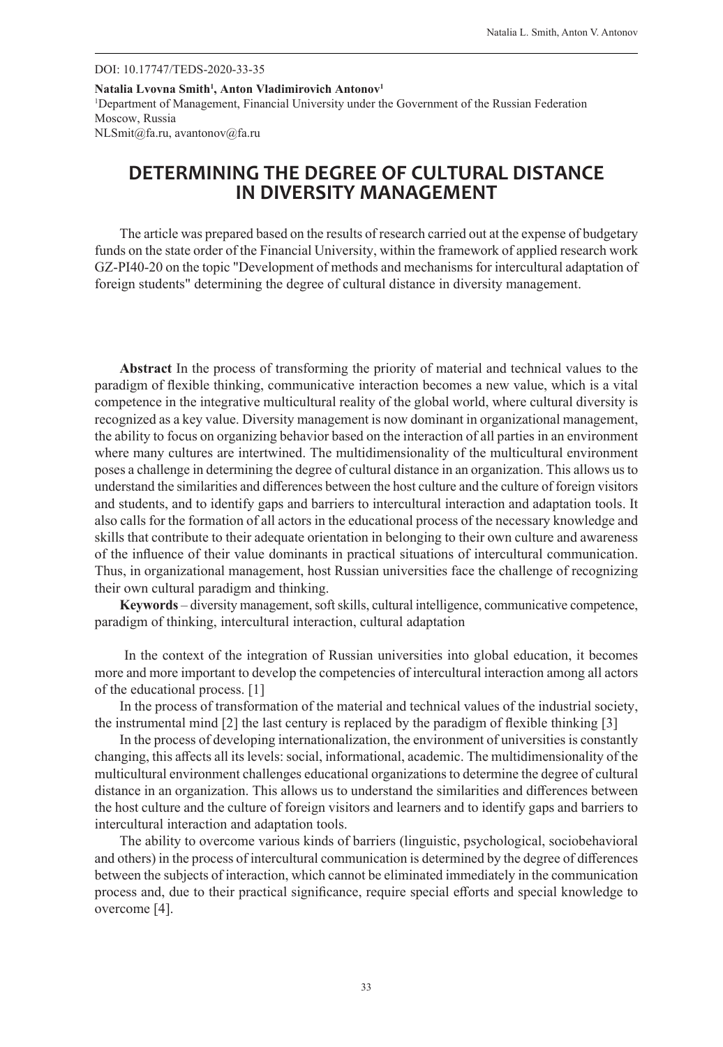DOI: 10.17747/TEDS-2020-33-35

**Natalia Lvovna Smith[1], Anton Vladimirovich Antonov[1]**
[1]Department of Management, Financial University under the Government of the Russian Federation
Moscow, Russia
NLSmit@fa.ru, avantonov@fa.ru

# DETERMINING THE DEGREE OF CULTURAL DISTANCE IN DIVERSITY MANAGEMENT

The article was prepared based on the results of research carried out at the expense of budgetary funds on the state order of the Financial University, within the framework of applied research work GZ-PI40-20 on the topic "Development of methods and mechanisms for intercultural adaptation of foreign students" determining the degree of cultural distance in diversity management.

**Abstract** In the process of transforming the priority of material and technical values to the paradigm of flexible thinking, communicative interaction becomes a new value, which is a vital competence in the integrative multicultural reality of the global world, where cultural diversity is recognized as a key value. Diversity management is now dominant in organizational management, the ability to focus on organizing behavior based on the interaction of all parties in an environment where many cultures are intertwined. The multidimensionality of the multicultural environment poses a challenge in determining the degree of cultural distance in an organization. This allows us to understand the similarities and differences between the host culture and the culture of foreign visitors and students, and to identify gaps and barriers to intercultural interaction and adaptation tools. It also calls for the formation of all actors in the educational process of the necessary knowledge and skills that contribute to their adequate orientation in belonging to their own culture and awareness of the influence of their value dominants in practical situations of intercultural communication. Thus, in organizational management, host Russian universities face the challenge of recognizing their own cultural paradigm and thinking.

**Keywords** – diversity management, soft skills, cultural intelligence, communicative competence, paradigm of thinking, intercultural interaction, cultural adaptation

In the context of the integration of Russian universities into global education, it becomes more and more important to develop the competencies of intercultural interaction among all actors of the educational process. [1]

In the process of transformation of the material and technical values of the industrial society, the instrumental mind [2] the last century is replaced by the paradigm of flexible thinking [3]

In the process of developing internationalization, the environment of universities is constantly changing, this affects all its levels: social, informational, academic. The multidimensionality of the multicultural environment challenges educational organizations to determine the degree of cultural distance in an organization. This allows us to understand the similarities and differences between the host culture and the culture of foreign visitors and learners and to identify gaps and barriers to intercultural interaction and adaptation tools.

The ability to overcome various kinds of barriers (linguistic, psychological, sociobehavioral and others) in the process of intercultural communication is determined by the degree of differences between the subjects of interaction, which cannot be eliminated immediately in the communication process and, due to their practical significance, require special efforts and special knowledge to overcome [4].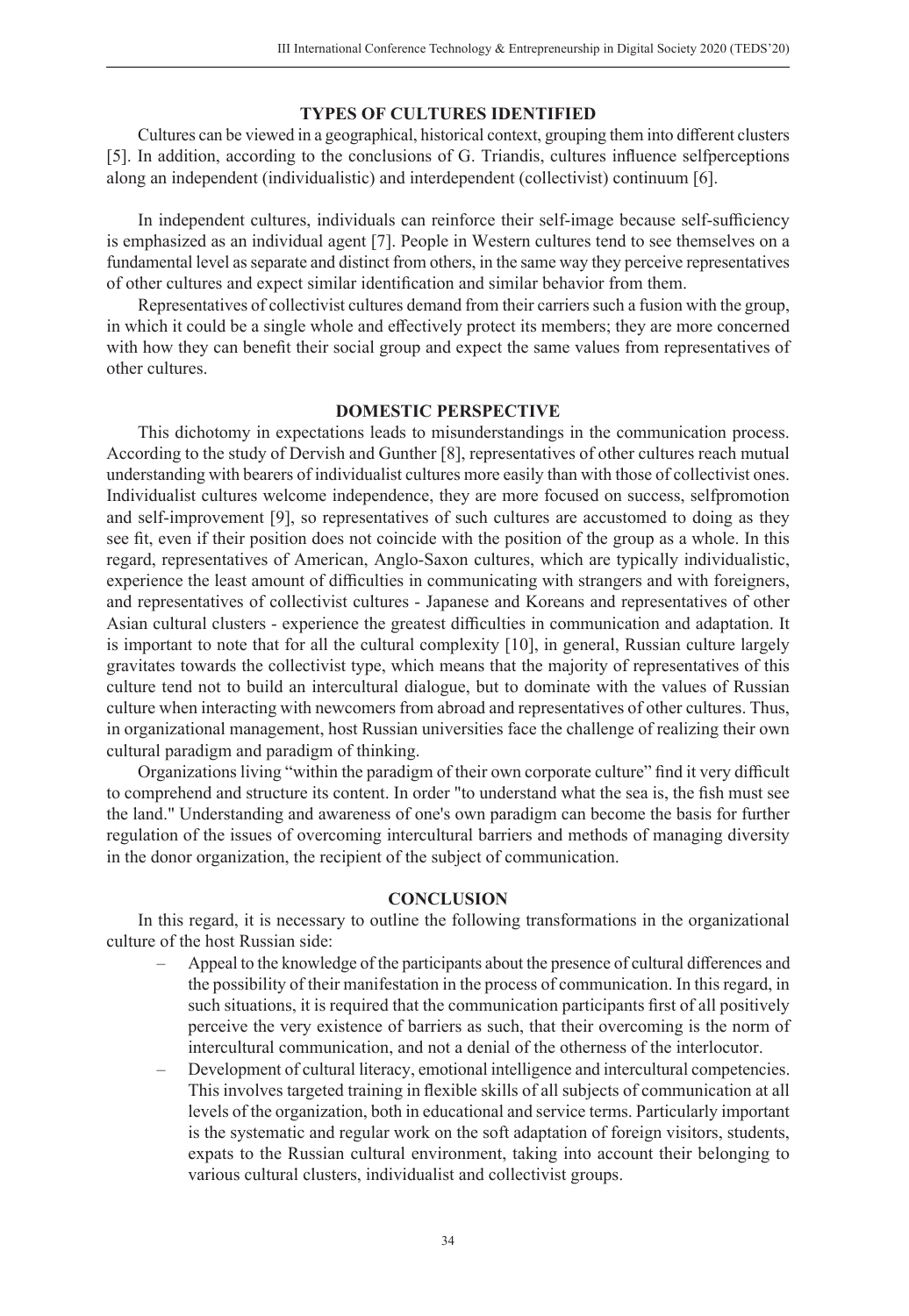## TYPES OF CULTURES IDENTIFIED

Cultures can be viewed in a geographical, historical context, grouping them into different clusters [5]. In addition, according to the conclusions of G. Triandis, cultures influence selfperceptions along an independent (individualistic) and interdependent (collectivist) continuum [6].

In independent cultures, individuals can reinforce their self-image because self-sufficiency is emphasized as an individual agent [7]. People in Western cultures tend to see themselves on a fundamental level as separate and distinct from others, in the same way they perceive representatives of other cultures and expect similar identification and similar behavior from them.

Representatives of collectivist cultures demand from their carriers such a fusion with the group, in which it could be a single whole and effectively protect its members; they are more concerned with how they can benefit their social group and expect the same values from representatives of other cultures.

## DOMESTIC PERSPECTIVE

This dichotomy in expectations leads to misunderstandings in the communication process. According to the study of Dervish and Gunther [8], representatives of other cultures reach mutual understanding with bearers of individualist cultures more easily than with those of collectivist ones. Individualist cultures welcome independence, they are more focused on success, selfpromotion and self-improvement [9], so representatives of such cultures are accustomed to doing as they see fit, even if their position does not coincide with the position of the group as a whole. In this regard, representatives of American, Anglo-Saxon cultures, which are typically individualistic, experience the least amount of difficulties in communicating with strangers and with foreigners, and representatives of collectivist cultures - Japanese and Koreans and representatives of other Asian cultural clusters - experience the greatest difficulties in communication and adaptation. It is important to note that for all the cultural complexity [10], in general, Russian culture largely gravitates towards the collectivist type, which means that the majority of representatives of this culture tend not to build an intercultural dialogue, but to dominate with the values of Russian culture when interacting with newcomers from abroad and representatives of other cultures. Thus, in organizational management, host Russian universities face the challenge of realizing their own cultural paradigm and paradigm of thinking.

Organizations living "within the paradigm of their own corporate culture" find it very difficult to comprehend and structure its content. In order "to understand what the sea is, the fish must see the land." Understanding and awareness of one's own paradigm can become the basis for further regulation of the issues of overcoming intercultural barriers and methods of managing diversity in the donor organization, the recipient of the subject of communication.

## CONCLUSION

In this regard, it is necessary to outline the following transformations in the organizational culture of the host Russian side:

- Appeal to the knowledge of the participants about the presence of cultural differences and the possibility of their manifestation in the process of communication. In this regard, in such situations, it is required that the communication participants first of all positively perceive the very existence of barriers as such, that their overcoming is the norm of intercultural communication, and not a denial of the otherness of the interlocutor.
- Development of cultural literacy, emotional intelligence and intercultural competencies. This involves targeted training in flexible skills of all subjects of communication at all levels of the organization, both in educational and service terms. Particularly important is the systematic and regular work on the soft adaptation of foreign visitors, students, expats to the Russian cultural environment, taking into account their belonging to various cultural clusters, individualist and collectivist groups.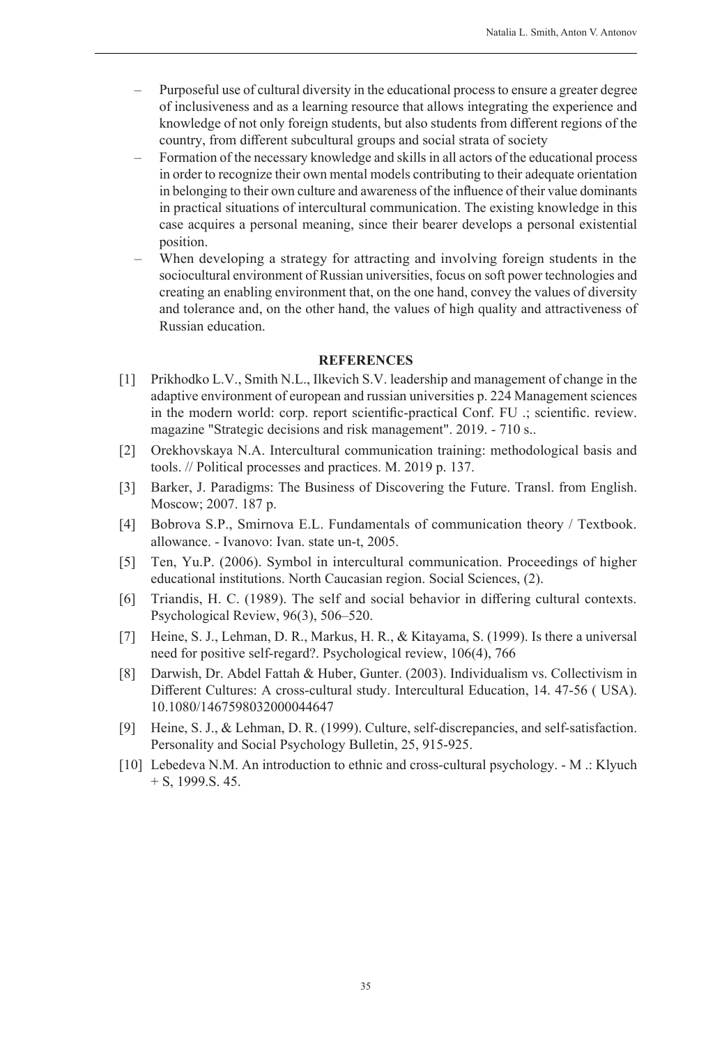- Purposeful use of cultural diversity in the educational process to ensure a greater degree of inclusiveness and as a learning resource that allows integrating the experience and knowledge of not only foreign students, but also students from different regions of the country, from different subcultural groups and social strata of society
- Formation of the necessary knowledge and skills in all actors of the educational process in order to recognize their own mental models contributing to their adequate orientation in belonging to their own culture and awareness of the influence of their value dominants in practical situations of intercultural communication. The existing knowledge in this case acquires a personal meaning, since their bearer develops a personal existential position.
- When developing a strategy for attracting and involving foreign students in the sociocultural environment of Russian universities, focus on soft power technologies and creating an enabling environment that, on the one hand, convey the values of diversity and tolerance and, on the other hand, the values of high quality and attractiveness of Russian education.

## REFERENCES

[1] Prikhodko L.V., Smith N.L., Ilkevich S.V. leadership and management of change in the adaptive environment of european and russian universities p. 224 Management sciences in the modern world: corp. report scientific-practical Conf. FU .; scientific. review. magazine "Strategic decisions and risk management". 2019. - 710 s..

[2] Orekhovskaya N.A. Intercultural communication training: methodological basis and tools. // Political processes and practices. M. 2019 p. 137.

[3] Barker, J. Paradigms: The Business of Discovering the Future. Transl. from English. Moscow; 2007. 187 p.

[4] Bobrova S.P., Smirnova E.L. Fundamentals of communication theory / Textbook. allowance. - Ivanovo: Ivan. state un-t, 2005.

[5] Ten, Yu.P. (2006). Symbol in intercultural communication. Proceedings of higher educational institutions. North Caucasian region. Social Sciences, (2).

[6] Triandis, H. C. (1989). The self and social behavior in differing cultural contexts. Psychological Review, 96(3), 506–520.

[7] Heine, S. J., Lehman, D. R., Markus, H. R., & Kitayama, S. (1999). Is there a universal need for positive self-regard?. Psychological review, 106(4), 766

[8] Darwish, Dr. Abdel Fattah & Huber, Gunter. (2003). Individualism vs. Collectivism in Different Cultures: A cross-cultural study. Intercultural Education, 14. 47-56 ( USA). 10.1080/1467598032000044647

[9] Heine, S. J., & Lehman, D. R. (1999). Culture, self-discrepancies, and self-satisfaction. Personality and Social Psychology Bulletin, 25, 915-925.

[10] Lebedeva N.M. An introduction to ethnic and cross-cultural psychology. - M .: Klyuch + S, 1999.S. 45.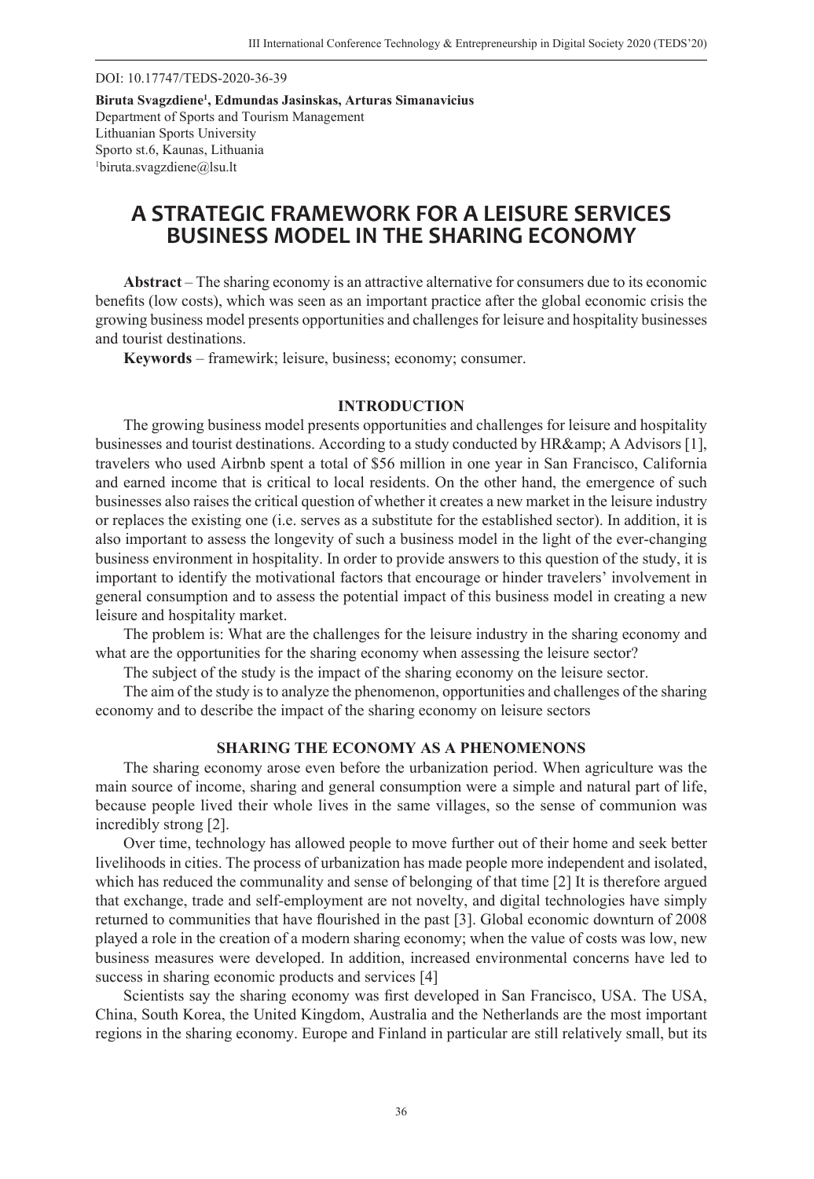DOI: 10.17747/TEDS-2020-36-39

**Biruta Svagzdiene[1], Edmundas Jasinskas, Arturas Simanavicius**
Department of Sports and Tourism Management
Lithuanian Sports University
Sporto st.6, Kaunas, Lithuania
[1]biruta.svagzdiene@lsu.lt

# A STRATEGIC FRAMEWORK FOR A LEISURE SERVICES BUSINESS MODEL IN THE SHARING ECONOMY

**Abstract** – The sharing economy is an attractive alternative for consumers due to its economic benefits (low costs), which was seen as an important practice after the global economic crisis the growing business model presents opportunities and challenges for leisure and hospitality businesses and tourist destinations.

**Keywords** – framewirk; leisure, business; economy; consumer.

## INTRODUCTION

The growing business model presents opportunities and challenges for leisure and hospitality businesses and tourist destinations. According to a study conducted by HR&amp; A Advisors [1], travelers who used Airbnb spent a total of $56 million in one year in San Francisco, California and earned income that is critical to local residents. On the other hand, the emergence of such businesses also raises the critical question of whether it creates a new market in the leisure industry or replaces the existing one (i.e. serves as a substitute for the established sector). In addition, it is also important to assess the longevity of such a business model in the light of the ever-changing business environment in hospitality. In order to provide answers to this question of the study, it is important to identify the motivational factors that encourage or hinder travelers' involvement in general consumption and to assess the potential impact of this business model in creating a new leisure and hospitality market.

The problem is: What are the challenges for the leisure industry in the sharing economy and what are the opportunities for the sharing economy when assessing the leisure sector?

The subject of the study is the impact of the sharing economy on the leisure sector.

The aim of the study is to analyze the phenomenon, opportunities and challenges of the sharing economy and to describe the impact of the sharing economy on leisure sectors

## SHARING THE ECONOMY AS A PHENOMENONS

The sharing economy arose even before the urbanization period. When agriculture was the main source of income, sharing and general consumption were a simple and natural part of life, because people lived their whole lives in the same villages, so the sense of communion was incredibly strong [2].

Over time, technology has allowed people to move further out of their home and seek better livelihoods in cities. The process of urbanization has made people more independent and isolated, which has reduced the communality and sense of belonging of that time [2] It is therefore argued that exchange, trade and self-employment are not novelty, and digital technologies have simply returned to communities that have flourished in the past [3]. Global economic downturn of 2008 played a role in the creation of a modern sharing economy; when the value of costs was low, new business measures were developed. In addition, increased environmental concerns have led to success in sharing economic products and services [4]

Scientists say the sharing economy was first developed in San Francisco, USA. The USA, China, South Korea, the United Kingdom, Australia and the Netherlands are the most important regions in the sharing economy. Europe and Finland in particular are still relatively small, but its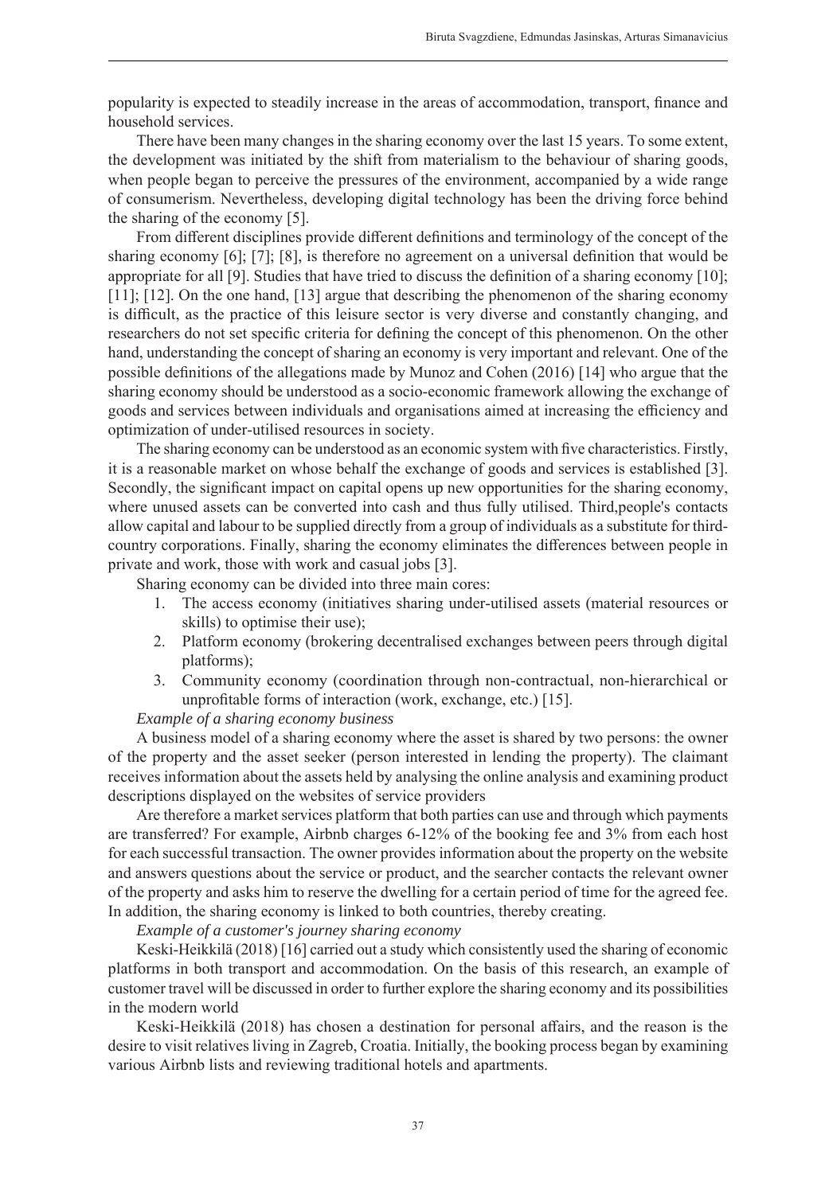popularity is expected to steadily increase in the areas of accommodation, transport, finance and household services.

There have been many changes in the sharing economy over the last 15 years. To some extent, the development was initiated by the shift from materialism to the behaviour of sharing goods, when people began to perceive the pressures of the environment, accompanied by a wide range of consumerism. Nevertheless, developing digital technology has been the driving force behind the sharing of the economy [5].

From different disciplines provide different definitions and terminology of the concept of the sharing economy [6]; [7]; [8], is therefore no agreement on a universal definition that would be appropriate for all [9]. Studies that have tried to discuss the definition of a sharing economy [10]; [11]; [12]. On the one hand, [13] argue that describing the phenomenon of the sharing economy is difficult, as the practice of this leisure sector is very diverse and constantly changing, and researchers do not set specific criteria for defining the concept of this phenomenon. On the other hand, understanding the concept of sharing an economy is very important and relevant. One of the possible definitions of the allegations made by Munoz and Cohen (2016) [14] who argue that the sharing economy should be understood as a socio-economic framework allowing the exchange of goods and services between individuals and organisations aimed at increasing the efficiency and optimization of under-utilised resources in society.

The sharing economy can be understood as an economic system with five characteristics. Firstly, it is a reasonable market on whose behalf the exchange of goods and services is established [3]. Secondly, the significant impact on capital opens up new opportunities for the sharing economy, where unused assets can be converted into cash and thus fully utilised. Third,people's contacts allow capital and labour to be supplied directly from a group of individuals as a substitute for third-country corporations. Finally, sharing the economy eliminates the differences between people in private and work, those with work and casual jobs [3].

Sharing economy can be divided into three main cores:

1. The access economy (initiatives sharing under-utilised assets (material resources or skills) to optimise their use);
2. Platform economy (brokering decentralised exchanges between peers through digital platforms);
3. Community economy (coordination through non-contractual, non-hierarchical or unprofitable forms of interaction (work, exchange, etc.) [15].

*Example of a sharing economy business*

A business model of a sharing economy where the asset is shared by two persons: the owner of the property and the asset seeker (person interested in lending the property). The claimant receives information about the assets held by analysing the online analysis and examining product descriptions displayed on the websites of service providers

Are therefore a market services platform that both parties can use and through which payments are transferred? For example, Airbnb charges 6-12% of the booking fee and 3% from each host for each successful transaction. The owner provides information about the property on the website and answers questions about the service or product, and the searcher contacts the relevant owner of the property and asks him to reserve the dwelling for a certain period of time for the agreed fee. In addition, the sharing economy is linked to both countries, thereby creating.

*Example of a customer's journey sharing economy*

Keski-Heikkilä (2018) [16] carried out a study which consistently used the sharing of economic platforms in both transport and accommodation. On the basis of this research, an example of customer travel will be discussed in order to further explore the sharing economy and its possibilities in the modern world

Keski-Heikkilä (2018) has chosen a destination for personal affairs, and the reason is the desire to visit relatives living in Zagreb, Croatia. Initially, the booking process began by examining various Airbnb lists and reviewing traditional hotels and apartments.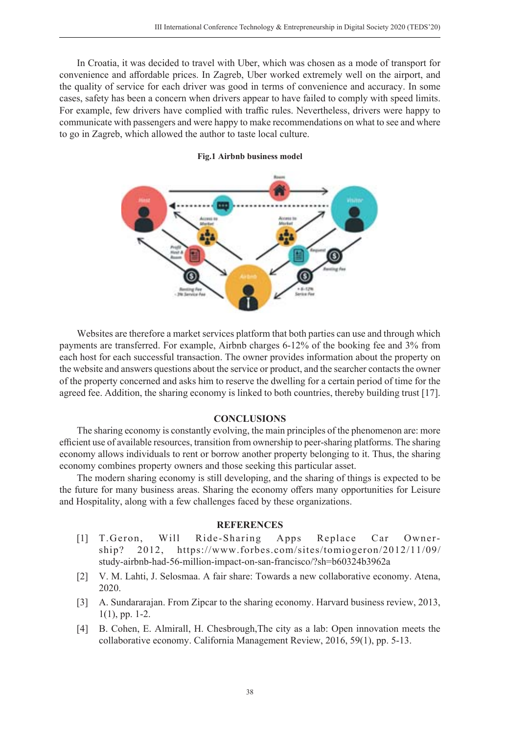In Croatia, it was decided to travel with Uber, which was chosen as a mode of transport for convenience and affordable prices. In Zagreb, Uber worked extremely well on the airport, and the quality of service for each driver was good in terms of convenience and accuracy. In some cases, safety has been a concern when drivers appear to have failed to comply with speed limits. For example, few drivers have complied with traffic rules. Nevertheless, drivers were happy to communicate with passengers and were happy to make recommendations on what to see and where to go in Zagreb, which allowed the author to taste local culture.

**Fig.1 Airbnb business model**

Websites are therefore a market services platform that both parties can use and through which payments are transferred. For example, Airbnb charges 6-12% of the booking fee and 3% from each host for each successful transaction. The owner provides information about the property on the website and answers questions about the service or product, and the searcher contacts the owner of the property concerned and asks him to reserve the dwelling for a certain period of time for the agreed fee. Addition, the sharing economy is linked to both countries, thereby building trust [17].

## CONCLUSIONS

The sharing economy is constantly evolving, the main principles of the phenomenon are: more efficient use of available resources, transition from ownership to peer-sharing platforms. The sharing economy allows individuals to rent or borrow another property belonging to it. Thus, the sharing economy combines property owners and those seeking this particular asset.

The modern sharing economy is still developing, and the sharing of things is expected to be the future for many business areas. Sharing the economy offers many opportunities for Leisure and Hospitality, along with a few challenges faced by these organizations.

## REFERENCES

[1] T.Geron, Will Ride-Sharing Apps Replace Car Ownership? 2012, https://www.forbes.com/sites/tomiogeron/2012/11/09/study-airbnb-had-56-million-impact-on-san-francisco/?sh=b60324b3962a

[2] V. M. Lahti, J. Selosmaa. A fair share: Towards a new collaborative economy. Atena, 2020.

[3] A. Sundararajan. From Zipcar to the sharing economy. Harvard business review, 2013, 1(1), pp. 1-2.

[4] B. Cohen, E. Almirall, H. Chesbrough,The city as a lab: Open innovation meets the collaborative economy. California Management Review, 2016, 59(1), pp. 5-13.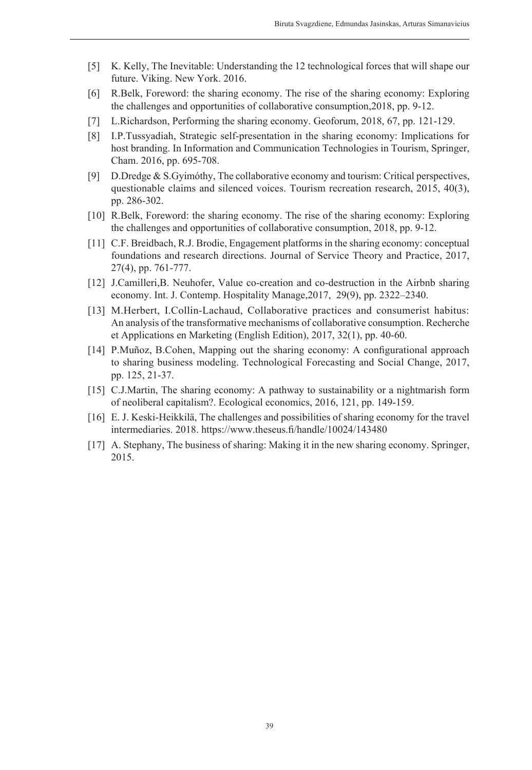[5] K. Kelly, The Inevitable: Understanding the 12 technological forces that will shape our future. Viking. New York. 2016.

[6] R.Belk, Foreword: the sharing economy. The rise of the sharing economy: Exploring the challenges and opportunities of collaborative consumption,2018, pp. 9-12.

[7] L.Richardson, Performing the sharing economy. Geoforum, 2018, 67, pp. 121-129.

[8] I.P.Tussyadiah, Strategic self-presentation in the sharing economy: Implications for host branding. In Information and Communication Technologies in Tourism, Springer, Cham. 2016, pp. 695-708.

[9] D.Dredge & S.Gyimóthy, The collaborative economy and tourism: Critical perspectives, questionable claims and silenced voices. Tourism recreation research, 2015, 40(3), pp. 286-302.

[10] R.Belk, Foreword: the sharing economy. The rise of the sharing economy: Exploring the challenges and opportunities of collaborative consumption, 2018, pp. 9-12.

[11] C.F. Breidbach, R.J. Brodie, Engagement platforms in the sharing economy: conceptual foundations and research directions. Journal of Service Theory and Practice, 2017, 27(4), pp. 761-777.

[12] J.Camilleri,B. Neuhofer, Value co-creation and co-destruction in the Airbnb sharing economy. Int. J. Contemp. Hospitality Manage,2017, 29(9), pp. 2322–2340.

[13] M.Herbert, I.Collin-Lachaud, Collaborative practices and consumerist habitus: An analysis of the transformative mechanisms of collaborative consumption. Recherche et Applications en Marketing (English Edition), 2017, 32(1), pp. 40-60.

[14] P.Muñoz, B.Cohen, Mapping out the sharing economy: A configurational approach to sharing business modeling. Technological Forecasting and Social Change, 2017, pp. 125, 21-37.

[15] C.J.Martin, The sharing economy: A pathway to sustainability or a nightmarish form of neoliberal capitalism?. Ecological economics, 2016, 121, pp. 149-159.

[16] E. J. Keski-Heikkilä, The challenges and possibilities of sharing economy for the travel intermediaries. 2018. https://www.theseus.fi/handle/10024/143480

[17] A. Stephany, The business of sharing: Making it in the new sharing economy. Springer, 2015.